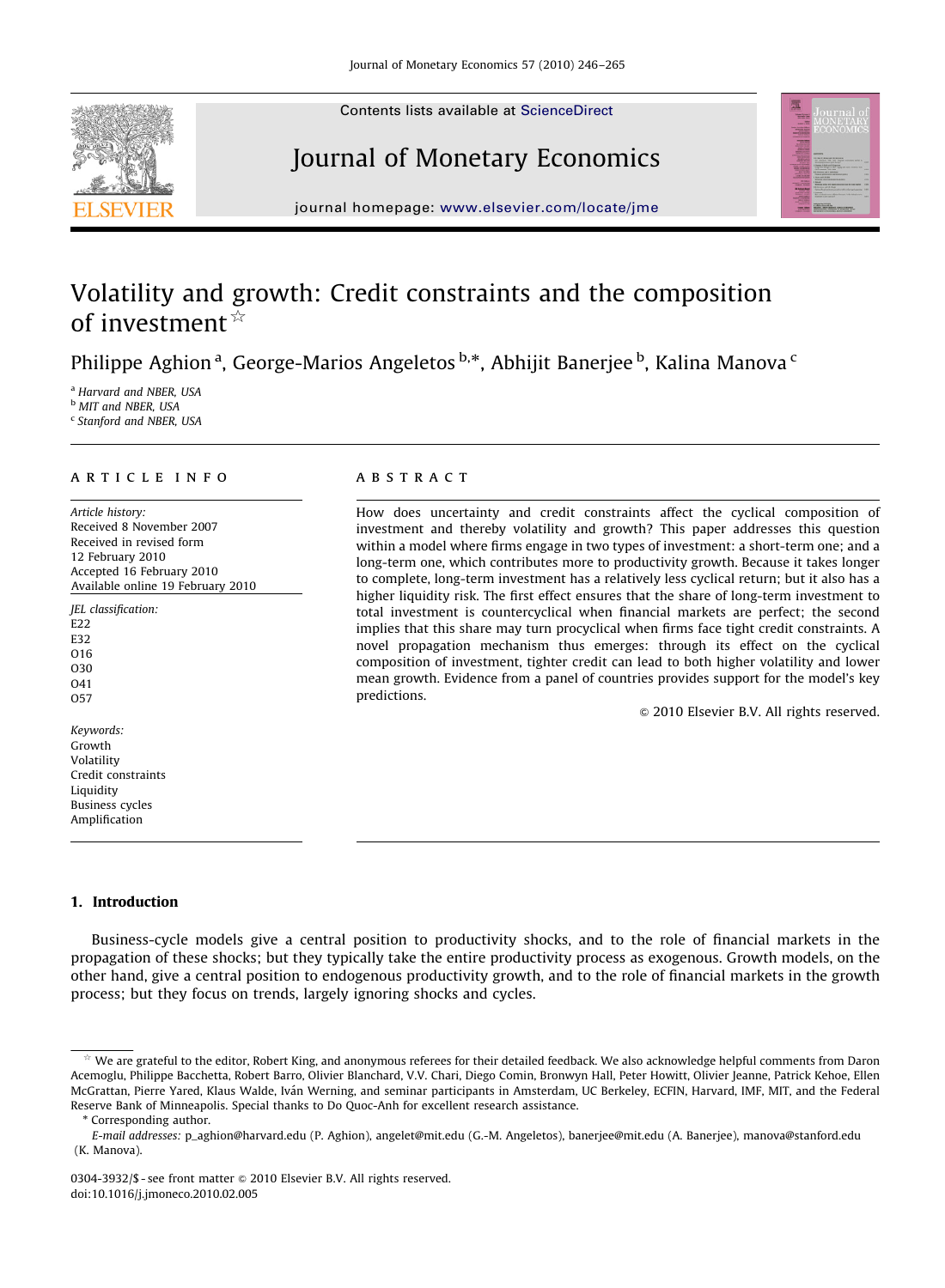# Volatility and growth: Credit constraints and the composition of investment ☆

Philippe Aghion [a], George-Marios Angeletos [b,*], Abhijit Banerjee [b], Kalina Manova [c]

[a] Harvard and NBER, USA
[b] MIT and NBER, USA
[c] Stanford and NBER, USA

**ARTICLE INFO**

*Article history:*
Received 8 November 2007
Received in revised form
12 February 2010
Accepted 16 February 2010
Available online 19 February 2010

*JEL classification:*
E22
E32
O16
O30
O41
O57

*Keywords:*
Growth
Volatility
Credit constraints
Liquidity
Business cycles
Amplification

**ABSTRACT**

How does uncertainty and credit constraints affect the cyclical composition of investment and thereby volatility and growth? This paper addresses this question within a model where firms engage in two types of investment: a short-term one; and a long-term one, which contributes more to productivity growth. Because it takes longer to complete, long-term investment has a relatively less cyclical return; but it also has a higher liquidity risk. The first effect ensures that the share of long-term investment to total investment is countercyclical when financial markets are perfect; the second implies that this share may turn procyclical when firms face tight credit constraints. A novel propagation mechanism thus emerges: through its effect on the cyclical composition of investment, tighter credit can lead to both higher volatility and lower mean growth. Evidence from a panel of countries provides support for the model's key predictions.

© 2010 Elsevier B.V. All rights reserved.

## 1. Introduction

Business-cycle models give a central position to productivity shocks, and to the role of financial markets in the propagation of these shocks; but they typically take the entire productivity process as exogenous. Growth models, on the other hand, give a central position to endogenous productivity growth, and to the role of financial markets in the growth process; but they focus on trends, largely ignoring shocks and cycles.

☆ We are grateful to the editor, Robert King, and anonymous referees for their detailed feedback. We also acknowledge helpful comments from Daron Acemoglu, Philippe Bacchetta, Robert Barro, Olivier Blanchard, V.V. Chari, Diego Comin, Bronwyn Hall, Peter Howitt, Olivier Jeanne, Patrick Kehoe, Ellen McGrattan, Pierre Yared, Klaus Walde, Iván Werning, and seminar participants in Amsterdam, UC Berkeley, ECFIN, Harvard, IMF, MIT, and the Federal Reserve Bank of Minneapolis. Special thanks to Do Quoc-Anh for excellent research assistance.

\* Corresponding author.

*E-mail addresses:* p_aghion@harvard.edu (P. Aghion), angelet@mit.edu (G.-M. Angeletos), banerjee@mit.edu (A. Banerjee), manova@stanford.edu (K. Manova).

0304-3932/$ - see front matter © 2010 Elsevier B.V. All rights reserved.
doi:10.1016/j.jmoneco.2010.02.005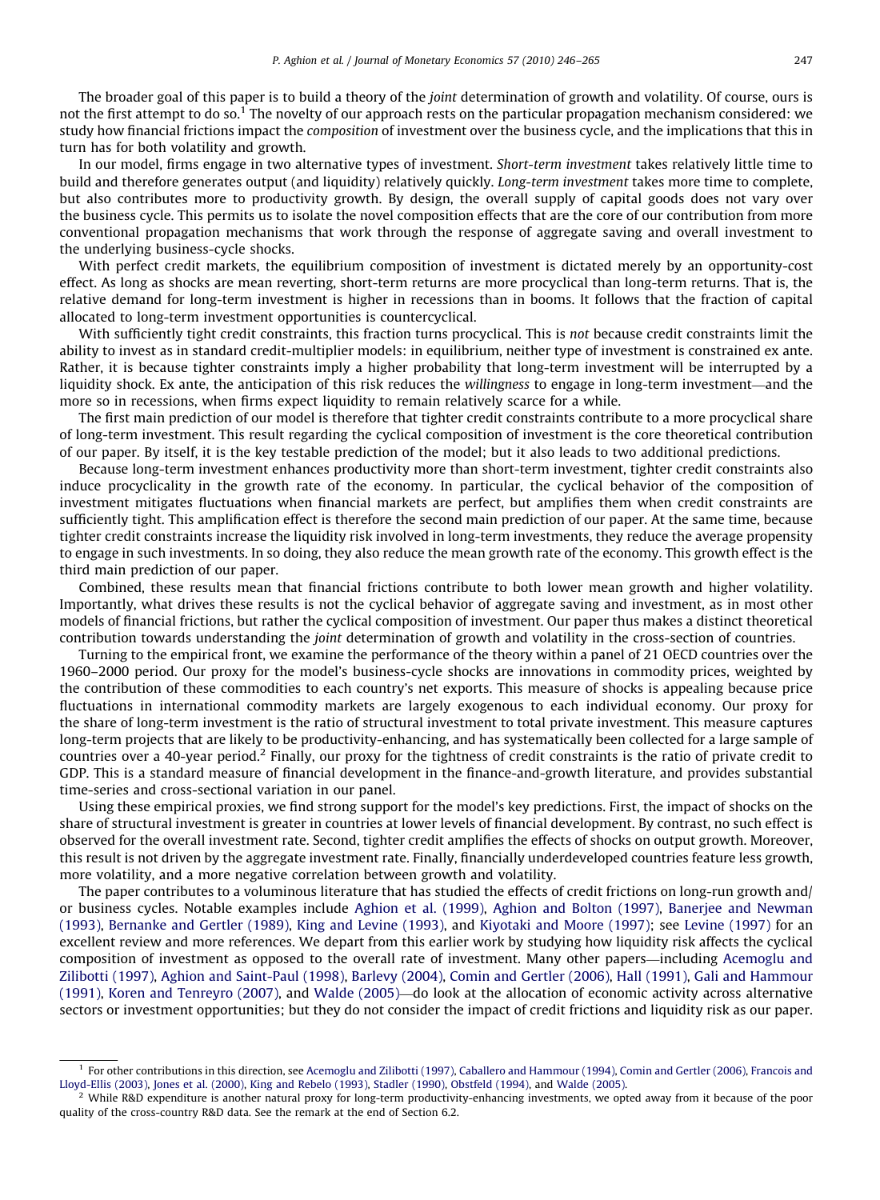The broader goal of this paper is to build a theory of the *joint* determination of growth and volatility. Of course, ours is not the first attempt to do so.[1] The novelty of our approach rests on the particular propagation mechanism considered: we study how financial frictions impact the *composition* of investment over the business cycle, and the implications that this in turn has for both volatility and growth.

In our model, firms engage in two alternative types of investment. *Short-term investment* takes relatively little time to build and therefore generates output (and liquidity) relatively quickly. *Long-term investment* takes more time to complete, but also contributes more to productivity growth. By design, the overall supply of capital goods does not vary over the business cycle. This permits us to isolate the novel composition effects that are the core of our contribution from more conventional propagation mechanisms that work through the response of aggregate saving and overall investment to the underlying business-cycle shocks.

With perfect credit markets, the equilibrium composition of investment is dictated merely by an opportunity-cost effect. As long as shocks are mean reverting, short-term returns are more procyclical than long-term returns. That is, the relative demand for long-term investment is higher in recessions than in booms. It follows that the fraction of capital allocated to long-term investment opportunities is countercyclical.

With sufficiently tight credit constraints, this fraction turns procyclical. This is *not* because credit constraints limit the ability to invest as in standard credit-multiplier models: in equilibrium, neither type of investment is constrained ex ante. Rather, it is because tighter constraints imply a higher probability that long-term investment will be interrupted by a liquidity shock. Ex ante, the anticipation of this risk reduces the *willingness* to engage in long-term investment—and the more so in recessions, when firms expect liquidity to remain relatively scarce for a while.

The first main prediction of our model is therefore that tighter credit constraints contribute to a more procyclical share of long-term investment. This result regarding the cyclical composition of investment is the core theoretical contribution of our paper. By itself, it is the key testable prediction of the model; but it also leads to two additional predictions.

Because long-term investment enhances productivity more than short-term investment, tighter credit constraints also induce procyclicality in the growth rate of the economy. In particular, the cyclical behavior of the composition of investment mitigates fluctuations when financial markets are perfect, but amplifies them when credit constraints are sufficiently tight. This amplification effect is therefore the second main prediction of our paper. At the same time, because tighter credit constraints increase the liquidity risk involved in long-term investments, they reduce the average propensity to engage in such investments. In so doing, they also reduce the mean growth rate of the economy. This growth effect is the third main prediction of our paper.

Combined, these results mean that financial frictions contribute to both lower mean growth and higher volatility. Importantly, what drives these results is not the cyclical behavior of aggregate saving and investment, as in most other models of financial frictions, but rather the cyclical composition of investment. Our paper thus makes a distinct theoretical contribution towards understanding the *joint* determination of growth and volatility in the cross-section of countries.

Turning to the empirical front, we examine the performance of the theory within a panel of 21 OECD countries over the 1960–2000 period. Our proxy for the model's business-cycle shocks are innovations in commodity prices, weighted by the contribution of these commodities to each country's net exports. This measure of shocks is appealing because price fluctuations in international commodity markets are largely exogenous to each individual economy. Our proxy for the share of long-term investment is the ratio of structural investment to total private investment. This measure captures long-term projects that are likely to be productivity-enhancing, and has systematically been collected for a large sample of countries over a 40-year period.[2] Finally, our proxy for the tightness of credit constraints is the ratio of private credit to GDP. This is a standard measure of financial development in the finance-and-growth literature, and provides substantial time-series and cross-sectional variation in our panel.

Using these empirical proxies, we find strong support for the model's key predictions. First, the impact of shocks on the share of structural investment is greater in countries at lower levels of financial development. By contrast, no such effect is observed for the overall investment rate. Second, tighter credit amplifies the effects of shocks on output growth. Moreover, this result is not driven by the aggregate investment rate. Finally, financially underdeveloped countries feature less growth, more volatility, and a more negative correlation between growth and volatility.

The paper contributes to a voluminous literature that has studied the effects of credit frictions on long-run growth and/or business cycles. Notable examples include Aghion et al. (1999), Aghion and Bolton (1997), Banerjee and Newman (1993), Bernanke and Gertler (1989), King and Levine (1993), and Kiyotaki and Moore (1997); see Levine (1997) for an excellent review and more references. We depart from this earlier work by studying how liquidity risk affects the cyclical composition of investment as opposed to the overall rate of investment. Many other papers—including Acemoglu and Zilibotti (1997), Aghion and Saint-Paul (1998), Barlevy (2004), Comin and Gertler (2006), Hall (1991), Gali and Hammour (1991), Koren and Tenreyro (2007), and Walde (2005)—do look at the allocation of economic activity across alternative sectors or investment opportunities; but they do not consider the impact of credit frictions and liquidity risk as our paper.

---

[1] For other contributions in this direction, see Acemoglu and Zilibotti (1997), Caballero and Hammour (1994), Comin and Gertler (2006), Francois and Lloyd-Ellis (2003), Jones et al. (2000), King and Rebelo (1993), Stadler (1990), Obstfeld (1994), and Walde (2005).

[2] While R&D expenditure is another natural proxy for long-term productivity-enhancing investments, we opted away from it because of the poor quality of the cross-country R&D data. See the remark at the end of Section 6.2.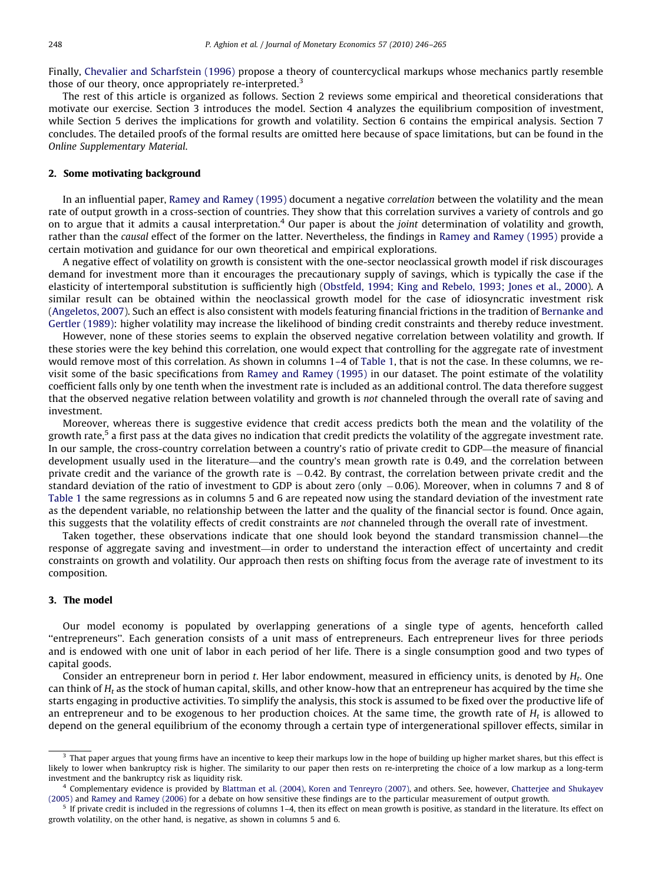Finally, Chevalier and Scharfstein (1996) propose a theory of countercyclical markups whose mechanics partly resemble those of our theory, once appropriately re-interpreted.[3]

The rest of this article is organized as follows. Section 2 reviews some empirical and theoretical considerations that motivate our exercise. Section 3 introduces the model. Section 4 analyzes the equilibrium composition of investment, while Section 5 derives the implications for growth and volatility. Section 6 contains the empirical analysis. Section 7 concludes. The detailed proofs of the formal results are omitted here because of space limitations, but can be found in the *Online Supplementary Material*.

## 2. Some motivating background

In an influential paper, Ramey and Ramey (1995) document a negative *correlation* between the volatility and the mean rate of output growth in a cross-section of countries. They show that this correlation survives a variety of controls and go on to argue that it admits a causal interpretation.[4] Our paper is about the *joint* determination of volatility and growth, rather than the *causal* effect of the former on the latter. Nevertheless, the findings in Ramey and Ramey (1995) provide a certain motivation and guidance for our own theoretical and empirical explorations.

A negative effect of volatility on growth is consistent with the one-sector neoclassical growth model if risk discourages demand for investment more than it encourages the precautionary supply of savings, which is typically the case if the elasticity of intertemporal substitution is sufficiently high (Obstfeld, 1994; King and Rebelo, 1993; Jones et al., 2000). A similar result can be obtained within the neoclassical growth model for the case of idiosyncratic investment risk (Angeletos, 2007). Such an effect is also consistent with models featuring financial frictions in the tradition of Bernanke and Gertler (1989): higher volatility may increase the likelihood of binding credit constraints and thereby reduce investment.

However, none of these stories seems to explain the observed negative correlation between volatility and growth. If these stories were the key behind this correlation, one would expect that controlling for the aggregate rate of investment would remove most of this correlation. As shown in columns 1–4 of Table 1, that is not the case. In these columns, we re-visit some of the basic specifications from Ramey and Ramey (1995) in our dataset. The point estimate of the volatility coefficient falls only by one tenth when the investment rate is included as an additional control. The data therefore suggest that the observed negative relation between volatility and growth is *not* channeled through the overall rate of saving and investment.

Moreover, whereas there is suggestive evidence that credit access predicts both the mean and the volatility of the growth rate,[5] a first pass at the data gives no indication that credit predicts the volatility of the aggregate investment rate. In our sample, the cross-country correlation between a country's ratio of private credit to GDP—the measure of financial development usually used in the literature—and the country's mean growth rate is 0.49, and the correlation between private credit and the variance of the growth rate is $-0.42$. By contrast, the correlation between private credit and the standard deviation of the ratio of investment to GDP is about zero (only $-0.06$). Moreover, when in columns 7 and 8 of Table 1 the same regressions as in columns 5 and 6 are repeated now using the standard deviation of the investment rate as the dependent variable, no relationship between the latter and the quality of the financial sector is found. Once again, this suggests that the volatility effects of credit constraints are *not* channeled through the overall rate of investment.

Taken together, these observations indicate that one should look beyond the standard transmission channel—the response of aggregate saving and investment—in order to understand the interaction effect of uncertainty and credit constraints on growth and volatility. Our approach then rests on shifting focus from the average rate of investment to its composition.

## 3. The model

Our model economy is populated by overlapping generations of a single type of agents, henceforth called "entrepreneurs". Each generation consists of a unit mass of entrepreneurs. Each entrepreneur lives for three periods and is endowed with one unit of labor in each period of her life. There is a single consumption good and two types of capital goods.

Consider an entrepreneur born in period $t$. Her labor endowment, measured in efficiency units, is denoted by $H_t$. One can think of $H_t$ as the stock of human capital, skills, and other know-how that an entrepreneur has acquired by the time she starts engaging in productive activities. To simplify the analysis, this stock is assumed to be fixed over the productive life of an entrepreneur and to be exogenous to her production choices. At the same time, the growth rate of $H_t$ is allowed to depend on the general equilibrium of the economy through a certain type of intergenerational spillover effects, similar in

---

[3] That paper argues that young firms have an incentive to keep their markups low in the hope of building up higher market shares, but this effect is likely to lower when bankruptcy risk is higher. The similarity to our paper then rests on re-interpreting the choice of a low markup as a long-term investment and the bankruptcy risk as liquidity risk.

[4] Complementary evidence is provided by Blattman et al. (2004), Koren and Tenreyro (2007), and others. See, however, Chatterjee and Shukayev (2005) and Ramey and Ramey (2006) for a debate on how sensitive these findings are to the particular measurement of output growth.

[5] If private credit is included in the regressions of columns 1–4, then its effect on mean growth is positive, as standard in the literature. Its effect on growth volatility, on the other hand, is negative, as shown in columns 5 and 6.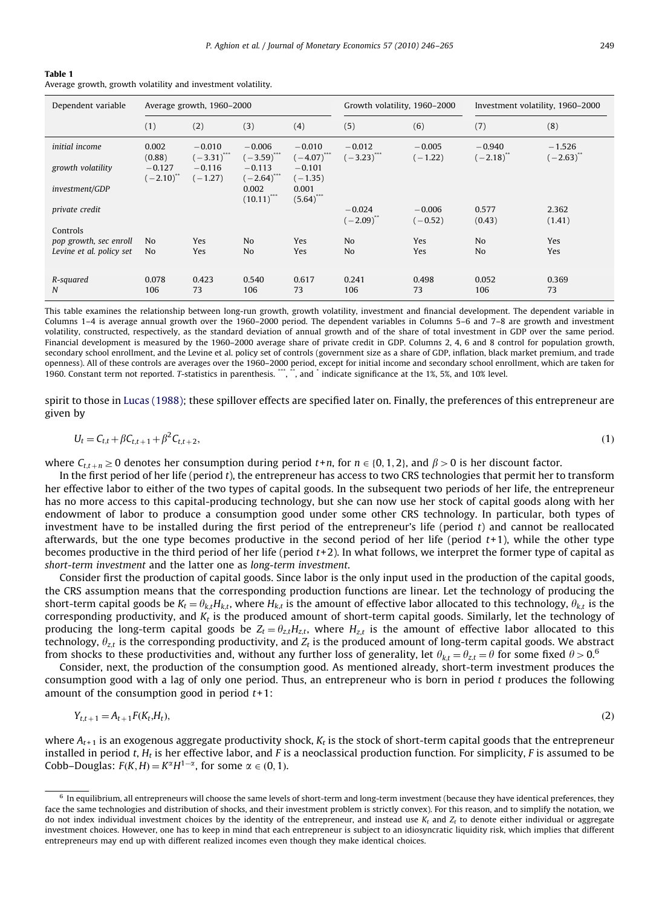**Table 1**
Average growth, growth volatility and investment volatility.

| Dependent variable | Average growth, 1960–2000 | | | | Growth volatility, 1960–2000 | | Investment volatility, 1960–2000 | |
|---|---|---|---|---|---|---|---|---|
| | (1) | (2) | (3) | (4) | (5) | (6) | (7) | (8) |
| *initial income* | 0.002 (0.88) | −0.010 (−3.31)*** | −0.006 (−3.59)*** | −0.010 (−4.07)*** | −0.012 (−3.23)*** | −0.005 (−1.22) | −0.940 (−2.18)** | −1.526 (−2.63)** |
| *growth volatility* | −0.127 (−2.10)** | −0.116 (−1.27) | −0.113 (−2.64)*** | −0.101 (−1.35) | | | | |
| *investment/GDP* | | | 0.002 (10.11)*** | 0.001 (5.64)*** | | | | |
| *private credit* | | | | | −0.024 (−2.09)** | −0.006 (−0.52) | 0.577 (0.43) | 2.362 (1.41) |
| Controls | | | | | | | | |
| *pop growth, sec enroll* | No | Yes | No | Yes | No | Yes | No | Yes |
| *Levine et al. policy set* | No | Yes | No | Yes | No | Yes | No | Yes |
| *R-squared* | 0.078 | 0.423 | 0.540 | 0.617 | 0.241 | 0.498 | 0.052 | 0.369 |
| *N* | 106 | 73 | 106 | 73 | 106 | 73 | 106 | 73 |

This table examines the relationship between long-run growth, growth volatility, investment and financial development. The dependent variable in Columns 1–4 is average annual growth over the 1960–2000 period. The dependent variables in Columns 5–6 and 7–8 are growth and investment volatility, constructed, respectively, as the standard deviation of annual growth and of the share of total investment in GDP over the same period. Financial development is measured by the 1960–2000 average share of private credit in GDP. Columns 2, 4, 6 and 8 control for population growth, secondary school enrollment, and the Levine et al. policy set of controls (government size as a share of GDP, inflation, black market premium, and trade openness). All of these controls are averages over the 1960–2000 period, except for initial income and secondary school enrollment, which are taken for 1960. Constant term not reported. *T*-statistics in parenthesis. ***, **, and * indicate significance at the 1%, 5%, and 10% level.

spirit to those in Lucas (1988); these spillover effects are specified later on. Finally, the preferences of this entrepreneur are given by

$$U_t = C_{t,t} + \beta C_{t,t+1} + \beta^2 C_{t,t+2}, \tag{1}$$

where $C_{t,t+n} \geq 0$ denotes her consumption during period $t+n$, for $n \in \{0,1,2\}$, and $\beta > 0$ is her discount factor.

In the first period of her life (period $t$), the entrepreneur has access to two CRS technologies that permit her to transform her effective labor to either of the two types of capital goods. In the subsequent two periods of her life, the entrepreneur has no more access to this capital-producing technology, but she can now use her stock of capital goods along with her endowment of labor to produce a consumption good under some other CRS technology. In particular, both types of investment have to be installed during the first period of the entrepreneur's life (period $t$) and cannot be reallocated afterwards, but the one type becomes productive in the second period of her life (period $t+1$), while the other type becomes productive in the third period of her life (period $t+2$). In what follows, we interpret the former type of capital as *short-term investment* and the latter one as *long-term investment*.

Consider first the production of capital goods. Since labor is the only input used in the production of the capital goods, the CRS assumption means that the corresponding production functions are linear. Let the technology of producing the short-term capital goods be $K_t = \theta_{k,t} H_{k,t}$, where $H_{k,t}$ is the amount of effective labor allocated to this technology, $\theta_{k,t}$ is the corresponding productivity, and $K_t$ is the produced amount of short-term capital goods. Similarly, let the technology of producing the long-term capital goods be $Z_t = \theta_{z,t} H_{z,t}$, where $H_{z,t}$ is the amount of effective labor allocated to this technology, $\theta_{z,t}$ is the corresponding productivity, and $Z_t$ is the produced amount of long-term capital goods. We abstract from shocks to these productivities and, without any further loss of generality, let $\theta_{k,t} = \theta_{z,t} = \theta$ for some fixed $\theta > 0$.[6]

Consider, next, the production of the consumption good. As mentioned already, short-term investment produces the consumption good with a lag of only one period. Thus, an entrepreneur who is born in period $t$ produces the following amount of the consumption good in period $t+1$:

$$Y_{t,t+1} = A_{t+1} F(K_t, H_t), \tag{2}$$

where $A_{t+1}$ is an exogenous aggregate productivity shock, $K_t$ is the stock of short-term capital goods that the entrepreneur installed in period $t$, $H_t$ is her effective labor, and $F$ is a neoclassical production function. For simplicity, $F$ is assumed to be Cobb–Douglas: $F(K,H) = K^{\alpha} H^{1-\alpha}$, for some $\alpha \in (0,1)$.

[6] In equilibrium, all entrepreneurs will choose the same levels of short-term and long-term investment (because they have identical preferences, they face the same technologies and distribution of shocks, and their investment problem is strictly convex). For this reason, and to simplify the notation, we do not index individual investment choices by the identity of the entrepreneur, and instead use $K_t$ and $Z_t$ to denote either individual or aggregate investment choices. However, one has to keep in mind that each entrepreneur is subject to an idiosyncratic liquidity risk, which implies that different entrepreneurs may end up with different realized incomes even though they make identical choices.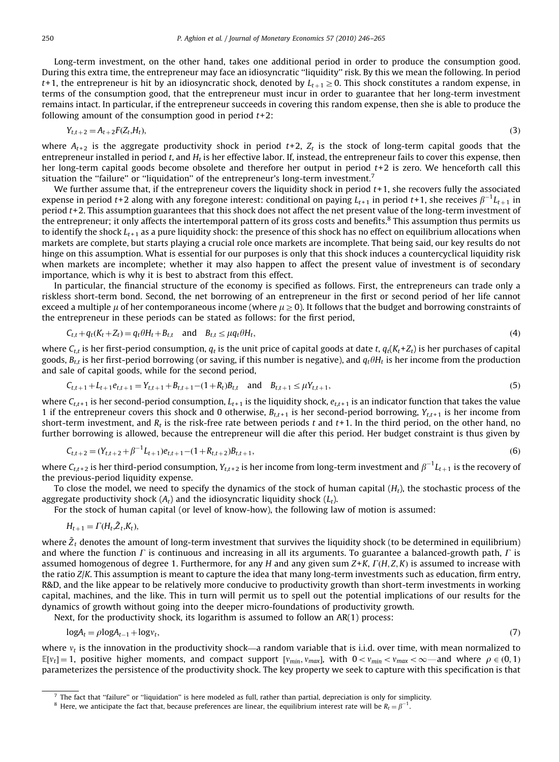Long-term investment, on the other hand, takes one additional period in order to produce the consumption good. During this extra time, the entrepreneur may face an idiosyncratic "liquidity" risk. By this we mean the following. In period $t$+1, the entrepreneur is hit by an idiosyncratic shock, denoted by $L_{t+1} \geq 0$. This shock constitutes a random expense, in terms of the consumption good, that the entrepreneur must incur in order to guarantee that her long-term investment remains intact. In particular, if the entrepreneur succeeds in covering this random expense, then she is able to produce the following amount of the consumption good in period $t$+2:

$$Y_{t,t+2} = A_{t+2} F(Z_t, H_t), \tag{3}$$

where $A_{t+2}$ is the aggregate productivity shock in period $t$+2, $Z_t$ is the stock of long-term capital goods that the entrepreneur installed in period $t$, and $H_t$ is her effective labor. If, instead, the entrepreneur fails to cover this expense, then her long-term capital goods become obsolete and therefore her output in period $t$+2 is zero. We henceforth call this situation the "failure" or "liquidation" of the entrepreneur's long-term investment.[7]

We further assume that, if the entrepreneur covers the liquidity shock in period $t$+1, she recovers fully the associated expense in period $t$+2 along with any foregone interest: conditional on paying $L_{t+1}$ in period $t$+1, she receives $\beta^{-1}L_{t+1}$ in period $t$+2. This assumption guarantees that this shock does not affect the net present value of the long-term investment of the entrepreneur; it only affects the intertemporal pattern of its gross costs and benefits.[8] This assumption thus permits us to identify the shock $L_{t+1}$ as a pure liquidity shock: the presence of this shock has no effect on equilibrium allocations when markets are complete, but starts playing a crucial role once markets are incomplete. That being said, our key results do not hinge on this assumption. What is essential for our purposes is only that this shock induces a countercyclical liquidity risk when markets are incomplete; whether it may also happen to affect the present value of investment is of secondary importance, which is why it is best to abstract from this effect.

In particular, the financial structure of the economy is specified as follows. First, the entrepreneurs can trade only a riskless short-term bond. Second, the net borrowing of an entrepreneur in the first or second period of her life cannot exceed a multiple $\mu$ of her contemporaneous income (where $\mu \geq 0$). It follows that the budget and borrowing constraints of the entrepreneur in these periods can be stated as follows: for the first period,

$$C_{t,t} + q_t(K_t + Z_t) = q_t \theta H_t + B_{t,t} \quad \text{and} \quad B_{t,t} \leq \mu q_t \theta H_t, \tag{4}$$

where $C_{t,t}$ is her first-period consumption, $q_t$ is the unit price of capital goods at date $t$, $q_t(K_t+Z_t)$ is her purchases of capital goods, $B_{t,t}$ is her first-period borrowing (or saving, if this number is negative), and $q_t\theta H_t$ is her income from the production and sale of capital goods, while for the second period,

$$C_{t,t+1} + L_{t+1} e_{t,t+1} = Y_{t,t+1} + B_{t,t+1} - (1+R_t) B_{t,t} \quad \text{and} \quad B_{t,t+1} \leq \mu Y_{t,t+1}, \tag{5}$$

where $C_{t,t+1}$ is her second-period consumption, $L_{t+1}$ is the liquidity shock, $e_{t,t+1}$ is an indicator function that takes the value 1 if the entrepreneur covers this shock and 0 otherwise, $B_{t,t+1}$ is her second-period borrowing, $Y_{t,t+1}$ is her income from short-term investment, and $R_t$ is the risk-free rate between periods $t$ and $t$+1. In the third period, on the other hand, no further borrowing is allowed, because the entrepreneur will die after this period. Her budget constraint is thus given by

$$C_{t,t+2} = (Y_{t,t+2} + \beta^{-1} L_{t+1}) e_{t,t+1} - (1 + R_{t,t+2}) B_{t,t+1}, \tag{6}$$

where $C_{t,t+2}$ is her third-period consumption, $Y_{t,t+2}$ is her income from long-term investment and $\beta^{-1}L_{t+1}$ is the recovery of the previous-period liquidity expense.

To close the model, we need to specify the dynamics of the stock of human capital ($H_t$), the stochastic process of the aggregate productivity shock ($A_t$) and the idiosyncratic liquidity shock ($L_t$).

For the stock of human capital (or level of know-how), the following law of motion is assumed:

$$H_{t+1} = \Gamma(H_t, \tilde{Z}_t, K_t),$$

where $\tilde{Z}_t$ denotes the amount of long-term investment that survives the liquidity shock (to be determined in equilibrium) and where the function $\Gamma$ is continuous and increasing in all its arguments. To guarantee a balanced-growth path, $\Gamma$ is assumed homogenous of degree 1. Furthermore, for any $H$ and any given sum $Z+K$, $\Gamma(H,Z,K)$ is assumed to increase with the ratio $Z/K$. This assumption is meant to capture the idea that many long-term investments such as education, firm entry, R&D, and the like appear to be relatively more conducive to productivity growth than short-term investments in working capital, machines, and the like. This in turn will permit us to spell out the potential implications of our results for the dynamics of growth without going into the deeper micro-foundations of productivity growth.

Next, for the productivity shock, its logarithm is assumed to follow an AR(1) process:

$$\log A_t = \rho \log A_{t-1} + \log v_t, \tag{7}$$

where $v_t$ is the innovation in the productivity shock—a random variable that is i.i.d. over time, with mean normalized to $\mathbb{E}[v_t] = 1$, positive higher moments, and compact support $[v_{min}, v_{max}]$, with $0 < v_{min} < v_{max} < \infty$—and where $\rho \in (0,1)$ parameterizes the persistence of the productivity shock. The key property we seek to capture with this specification is that

[7] The fact that "failure" or "liquidation" is here modeled as full, rather than partial, depreciation is only for simplicity.

[8] Here, we anticipate the fact that, because preferences are linear, the equilibrium interest rate will be $R_t = \beta^{-1}$.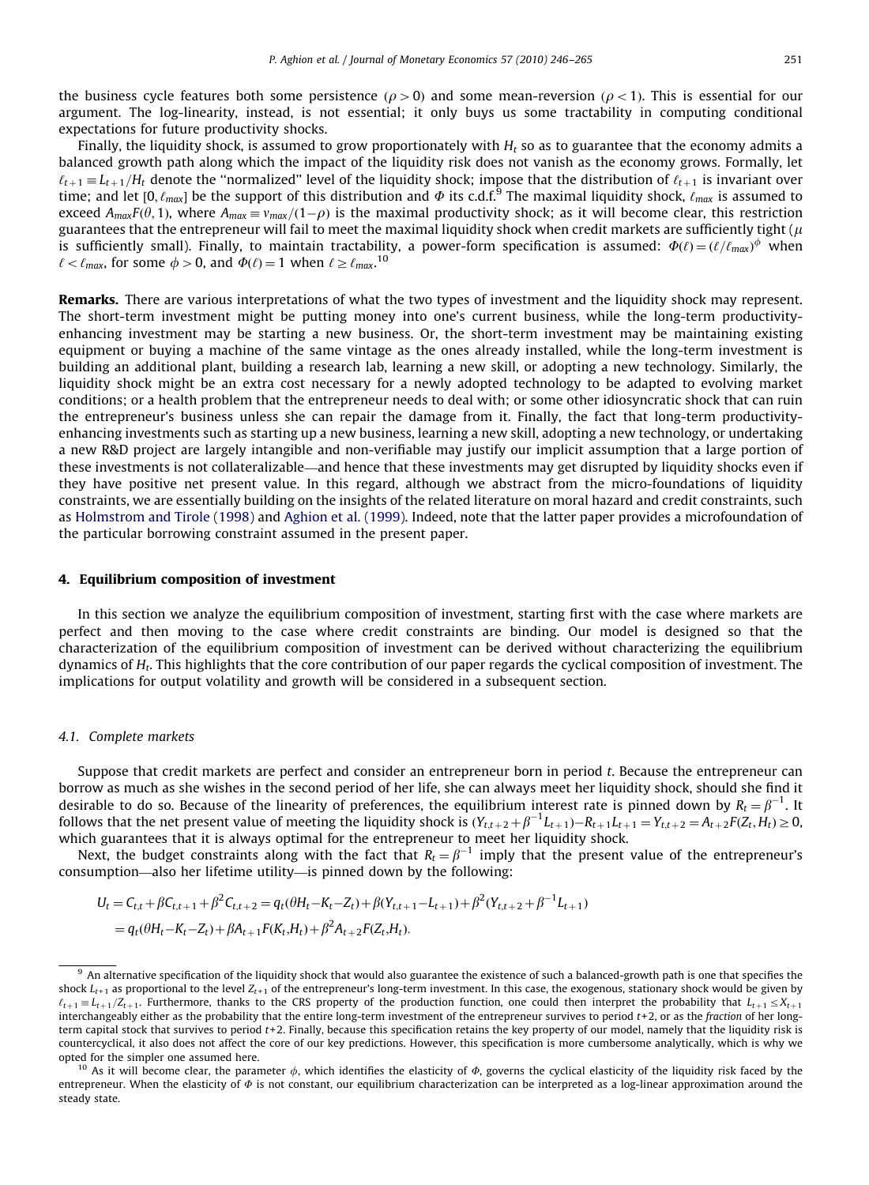the business cycle features both some persistence ($\rho > 0$) and some mean-reversion ($\rho < 1$). This is essential for our argument. The log-linearity, instead, is not essential; it only buys us some tractability in computing conditional expectations for future productivity shocks.

Finally, the liquidity shock, is assumed to grow proportionately with $H_t$ so as to guarantee that the economy admits a balanced growth path along which the impact of the liquidity risk does not vanish as the economy grows. Formally, let $\ell_{t+1} \equiv L_{t+1}/H_t$ denote the "normalized" level of the liquidity shock; impose that the distribution of $\ell_{t+1}$ is invariant over time; and let $[0, \ell_{max}]$ be the support of this distribution and $\Phi$ its c.d.f.[9] The maximal liquidity shock, $\ell_{max}$ is assumed to exceed $A_{max}F(\theta, 1)$, where $A_{max} \equiv v_{max}/(1-\rho)$ is the maximal productivity shock; as it will become clear, this restriction guarantees that the entrepreneur will fail to meet the maximal liquidity shock when credit markets are sufficiently tight ($\mu$ is sufficiently small). Finally, to maintain tractability, a power-form specification is assumed: $\Phi(\ell) = (\ell/\ell_{max})^{\phi}$ when $\ell < \ell_{max}$, for some $\phi > 0$, and $\Phi(\ell) = 1$ when $\ell \geq \ell_{max}$.[10]

**Remarks.** There are various interpretations of what the two types of investment and the liquidity shock may represent. The short-term investment might be putting money into one's current business, while the long-term productivity-enhancing investment may be starting a new business. Or, the short-term investment may be maintaining existing equipment or buying a machine of the same vintage as the ones already installed, while the long-term investment is building an additional plant, building a research lab, learning a new skill, or adopting a new technology. Similarly, the liquidity shock might be an extra cost necessary for a newly adopted technology to be adapted to evolving market conditions; or a health problem that the entrepreneur needs to deal with; or some other idiosyncratic shock that can ruin the entrepreneur's business unless she can repair the damage from it. Finally, the fact that long-term productivity-enhancing investments such as starting up a new business, learning a new skill, adopting a new technology, or undertaking a new R&D project are largely intangible and non-verifiable may justify our implicit assumption that a large portion of these investments is not collateralizable—and hence that these investments may get disrupted by liquidity shocks even if they have positive net present value. In this regard, although we abstract from the micro-foundations of liquidity constraints, we are essentially building on the insights of the related literature on moral hazard and credit constraints, such as Holmstrom and Tirole (1998) and Aghion et al. (1999). Indeed, note that the latter paper provides a microfoundation of the particular borrowing constraint assumed in the present paper.

## 4. Equilibrium composition of investment

In this section we analyze the equilibrium composition of investment, starting first with the case where markets are perfect and then moving to the case where credit constraints are binding. Our model is designed so that the characterization of the equilibrium composition of investment can be derived without characterizing the equilibrium dynamics of $H_t$. This highlights that the core contribution of our paper regards the cyclical composition of investment. The implications for output volatility and growth will be considered in a subsequent section.

### 4.1. Complete markets

Suppose that credit markets are perfect and consider an entrepreneur born in period $t$. Because the entrepreneur can borrow as much as she wishes in the second period of her life, she can always meet her liquidity shock, should she find it desirable to do so. Because of the linearity of preferences, the equilibrium interest rate is pinned down by $R_t = \beta^{-1}$. It follows that the net present value of meeting the liquidity shock is $(Y_{t,t+2} + \beta^{-1}L_{t+1}) - R_{t+1}L_{t+1} = Y_{t,t+2} = A_{t+2}F(Z_t, H_t) \geq 0$, which guarantees that it is always optimal for the entrepreneur to meet her liquidity shock.

Next, the budget constraints along with the fact that $R_t = \beta^{-1}$ imply that the present value of the entrepreneur's consumption—also her lifetime utility—is pinned down by the following:

$$
\begin{aligned}
U_t = C_{t,t} + \beta C_{t,t+1} + \beta^2 C_{t,t+2} &= q_t(\theta H_t - K_t - Z_t) + \beta(Y_{t,t+1} - L_{t+1}) + \beta^2(Y_{t,t+2} + \beta^{-1}L_{t+1}) \\
&= q_t(\theta H_t - K_t - Z_t) + \beta A_{t+1}F(K_t, H_t) + \beta^2 A_{t+2}F(Z_t, H_t).
\end{aligned}
$$

---

[9] An alternative specification of the liquidity shock that would also guarantee the existence of such a balanced-growth path is one that specifies the shock $L_{t+1}$ as proportional to the level $Z_{t+1}$ of the entrepreneur's long-term investment. In this case, the exogenous, stationary shock would be given by $\ell_{t+1} \equiv L_{t+1}/Z_{t+1}$. Furthermore, thanks to the CRS property of the production function, one could then interpret the probability that $L_{t+1} \leq X_{t+1}$ interchangeably either as the probability that the entire long-term investment of the entrepreneur survives to period $t+2$, or as the *fraction* of her long-term capital stock that survives to period $t+2$. Finally, because this specification retains the key property of our model, namely that the liquidity risk is countercyclical, it also does not affect the core of our key predictions. However, this specification is more cumbersome analytically, which is why we opted for the simpler one assumed here.

[10] As it will become clear, the parameter $\phi$, which identifies the elasticity of $\Phi$, governs the cyclical elasticity of the liquidity risk faced by the entrepreneur. When the elasticity of $\Phi$ is not constant, our equilibrium characterization can be interpreted as a log-linear approximation around the steady state.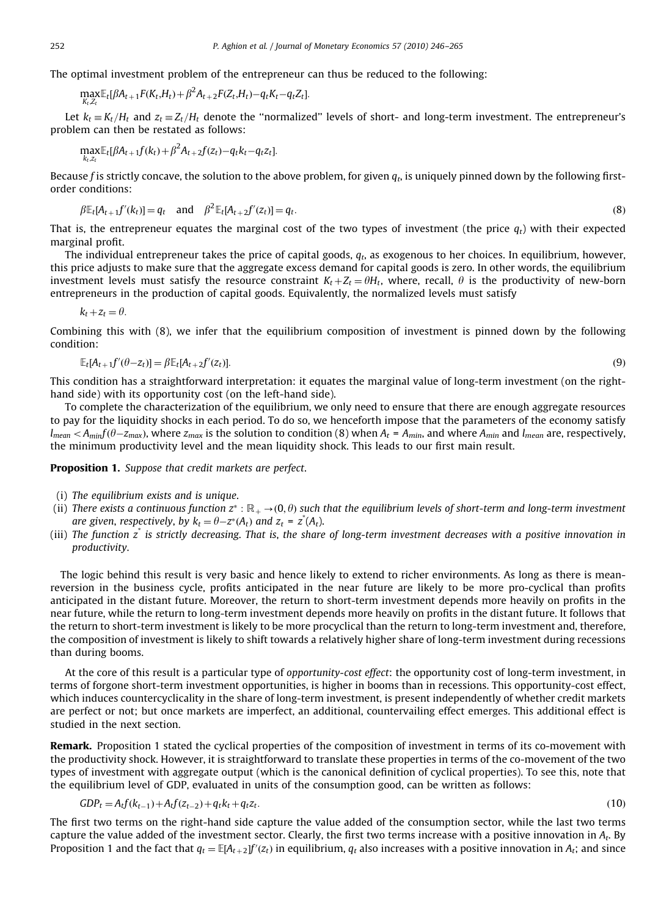The optimal investment problem of the entrepreneur can thus be reduced to the following:

$$\max_{K_t, Z_t} \mathbb{E}_t[\beta A_{t+1} F(K_t, H_t) + \beta^2 A_{t+2} F(Z_t, H_t) - q_t K_t - q_t Z_t].$$

Let $k_t \equiv K_t/H_t$ and $z_t \equiv Z_t/H_t$ denote the ''normalized'' levels of short- and long-term investment. The entrepreneur's problem can then be restated as follows:

$$\max_{k_t, z_t} \mathbb{E}_t[\beta A_{t+1} f(k_t) + \beta^2 A_{t+2} f(z_t) - q_t k_t - q_t z_t].$$

Because $f$ is strictly concave, the solution to the above problem, for given $q_t$, is uniquely pinned down by the following first-order conditions:

$$\beta \mathbb{E}_t[A_{t+1} f'(k_t)] = q_t \quad \text{and} \quad \beta^2 \mathbb{E}_t[A_{t+2} f'(z_t)] = q_t. \tag{8}$$

That is, the entrepreneur equates the marginal cost of the two types of investment (the price $q_t$) with their expected marginal profit.

The individual entrepreneur takes the price of capital goods, $q_t$, as exogenous to her choices. In equilibrium, however, this price adjusts to make sure that the aggregate excess demand for capital goods is zero. In other words, the equilibrium investment levels must satisfy the resource constraint $K_t + Z_t = \theta H_t$, where, recall, $\theta$ is the productivity of new-born entrepreneurs in the production of capital goods. Equivalently, the normalized levels must satisfy

$$k_t + z_t = \theta.$$

Combining this with (8), we infer that the equilibrium composition of investment is pinned down by the following condition:

$$\mathbb{E}_t[A_{t+1} f'(\theta - z_t)] = \beta \mathbb{E}_t[A_{t+2} f'(z_t)]. \tag{9}$$

This condition has a straightforward interpretation: it equates the marginal value of long-term investment (on the right-hand side) with its opportunity cost (on the left-hand side).

To complete the characterization of the equilibrium, we only need to ensure that there are enough aggregate resources to pay for the liquidity shocks in each period. To do so, we henceforth impose that the parameters of the economy satisfy $l_{mean} < A_{min} f(\theta - z_{max})$, where $z_{max}$ is the solution to condition (8) when $A_t = A_{min}$, and where $A_{min}$ and $l_{mean}$ are, respectively, the minimum productivity level and the mean liquidity shock. This leads to our first main result.

**Proposition 1.** *Suppose that credit markets are perfect.*

(i) *The equilibrium exists and is unique.*
(ii) *There exists a continuous function $z^* : \mathbb{R}_+ \to (0, \theta)$ such that the equilibrium levels of short-term and long-term investment are given, respectively, by $k_t = \theta - z^*(A_t)$ and $z_t = z^*(A_t)$.*
(iii) *The function $z^*$ is strictly decreasing. That is, the share of long-term investment decreases with a positive innovation in productivity.*

The logic behind this result is very basic and hence likely to extend to richer environments. As long as there is mean-reversion in the business cycle, profits anticipated in the near future are likely to be more pro-cyclical than profits anticipated in the distant future. Moreover, the return to short-term investment depends more heavily on profits in the near future, while the return to long-term investment depends more heavily on profits in the distant future. It follows that the return to short-term investment is likely to be more procyclical than the return to long-term investment and, therefore, the composition of investment is likely to shift towards a relatively higher share of long-term investment during recessions than during booms.

At the core of this result is a particular type of *opportunity-cost effect*: the opportunity cost of long-term investment, in terms of forgone short-term investment opportunities, is higher in booms than in recessions. This opportunity-cost effect, which induces countercyclicality in the share of long-term investment, is present independently of whether credit markets are perfect or not; but once markets are imperfect, an additional, countervailing effect emerges. This additional effect is studied in the next section.

**Remark.** Proposition 1 stated the cyclical properties of the composition of investment in terms of its co-movement with the productivity shock. However, it is straightforward to translate these properties in terms of the co-movement of the two types of investment with aggregate output (which is the canonical definition of cyclical properties). To see this, note that the equilibrium level of GDP, evaluated in units of the consumption good, can be written as follows:

$$GDP_t = A_t f(k_{t-1}) + A_t f(z_{t-2}) + q_t k_t + q_t z_t. \tag{10}$$

The first two terms on the right-hand side capture the value added of the consumption sector, while the last two terms capture the value added of the investment sector. Clearly, the first two terms increase with a positive innovation in $A_t$. By Proposition 1 and the fact that $q_t = \mathbb{E}[A_{t+2}] f'(z_t)$ in equilibrium, $q_t$ also increases with a positive innovation in $A_t$; and since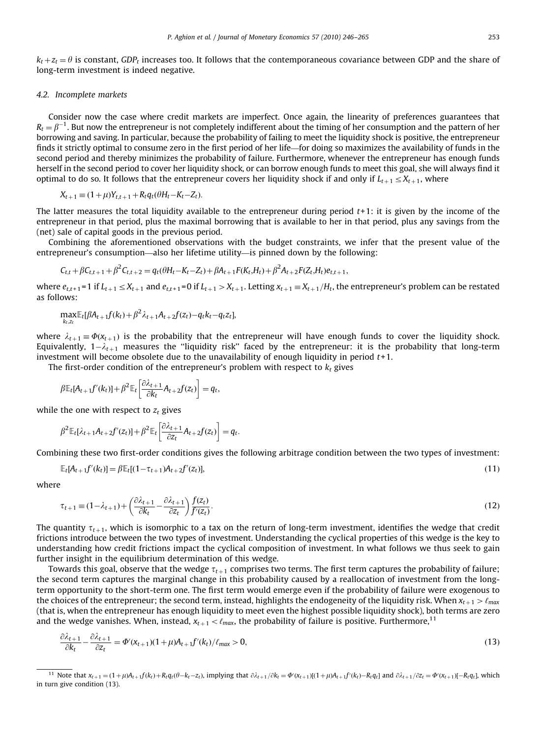$k_t+z_t=\theta$ is constant, $GDP_t$ increases too. It follows that the contemporaneous covariance between GDP and the share of long-term investment is indeed negative.

### 4.2. Incomplete markets

Consider now the case where credit markets are imperfect. Once again, the linearity of preferences guarantees that $R_t=\beta^{-1}$. But now the entrepreneur is not completely indifferent about the timing of her consumption and the pattern of her borrowing and saving. In particular, because the probability of failing to meet the liquidity shock is positive, the entrepreneur finds it strictly optimal to consume zero in the first period of her life—for doing so maximizes the availability of funds in the second period and thereby minimizes the probability of failure. Furthermore, whenever the entrepreneur has enough funds herself in the second period to cover her liquidity shock, or can borrow enough funds to meet this goal, she will always find it optimal to do so. It follows that the entrepreneur covers her liquidity shock if and only if $L_{t+1}\leq X_{t+1}$, where

$$X_{t+1}\equiv(1+\mu)Y_{t,t+1}+R_tq_t(\theta H_t-K_t-Z_t).$$

The latter measures the total liquidity available to the entrepreneur during period $t$+1: it is given by the income of the entrepreneur in that period, plus the maximal borrowing that is available to her in that period, plus any savings from the (net) sale of capital goods in the previous period.

Combining the aforementioned observations with the budget constraints, we infer that the present value of the entrepreneur's consumption—also her lifetime utility—is pinned down by the following:

$$C_{t,t}+\beta C_{t,t+1}+\beta^2C_{t,t+2}=q_t(\theta H_t-K_t-Z_t)+\beta A_{t+1}F(K_t,H_t)+\beta^2A_{t+2}F(Z_t,H_t)e_{t,t+1},$$

where $e_{t,t+1}=1$ if $L_{t+1}\leq X_{t+1}$ and $e_{t,t+1}=0$ if $L_{t+1}>X_{t+1}$. Letting $x_{t+1}\equiv X_{t+1}/H_t$, the entrepreneur's problem can be restated as follows:

$$\max_{k_t,z_t}\mathbb{E}_t[\beta A_{t+1}f(k_t)+\beta^2\lambda_{t+1}A_{t+2}f(z_t)-q_tk_t-q_tz_t],$$

where $\lambda_{t+1}\equiv\Phi(x_{t+1})$ is the probability that the entrepreneur will have enough funds to cover the liquidity shock. Equivalently, $1-\lambda_{t+1}$ measures the "liquidity risk" faced by the entrepreneur: it is the probability that long-term investment will become obsolete due to the unavailability of enough liquidity in period $t$+1.

The first-order condition of the entrepreneur's problem with respect to $k_t$ gives

$$\beta\mathbb{E}_t[A_{t+1}f'(k_t)]+\beta^2\mathbb{E}_t\left[\frac{\partial\lambda_{t+1}}{\partial k_t}A_{t+2}f(z_t)\right]=q_t,$$

while the one with respect to $z_t$ gives

$$\beta^2\mathbb{E}_t[\lambda_{t+1}A_{t+2}f'(z_t)]+\beta^2\mathbb{E}_t\left[\frac{\partial\lambda_{t+1}}{\partial z_t}A_{t+2}f(z_t)\right]=q_t.$$

Combining these two first-order conditions gives the following arbitrage condition between the two types of investment:

$$\mathbb{E}_t[A_{t+1}f'(k_t)]=\beta\mathbb{E}_t[(1-\tau_{t+1})A_{t+2}f'(z_t)],\tag{11}$$

where

$$\tau_{t+1}\equiv(1-\lambda_{t+1})+\left(\frac{\partial\lambda_{t+1}}{\partial k_t}-\frac{\partial\lambda_{t+1}}{\partial z_t}\right)\frac{f(z_t)}{f'(z_t)}.\tag{12}$$

The quantity $\tau_{t+1}$, which is isomorphic to a tax on the return of long-term investment, identifies the wedge that credit frictions introduce between the two types of investment. Understanding the cyclical properties of this wedge is the key to understanding how credit frictions impact the cyclical composition of investment. In what follows we thus seek to gain further insight in the equilibrium determination of this wedge.

Towards this goal, observe that the wedge $\tau_{t+1}$ comprises two terms. The first term captures the probability of failure; the second term captures the marginal change in this probability caused by a reallocation of investment from the long-term opportunity to the short-term one. The first term would emerge even if the probability of failure were exogenous to the choices of the entrepreneur; the second term, instead, highlights the endogeneity of the liquidity risk. When $x_{t+1}>\ell_{max}$ (that is, when the entrepreneur has enough liquidity to meet even the highest possible liquidity shock), both terms are zero and the wedge vanishes. When, instead, $x_{t+1}<\ell_{max}$, the probability of failure is positive. Furthermore,[11]

$$\frac{\partial\lambda_{t+1}}{\partial k_t}-\frac{\partial\lambda_{t+1}}{\partial z_t}=\Phi'(x_{t+1})(1+\mu)A_{t+1}f'(k_t)/\ell_{max}>0,\tag{13}$$

[11] Note that $x_{t+1}=(1+\mu)A_{t+1}f(k_t)+R_tq_t(\theta-k_t-z_t)$, implying that $\partial\lambda_{t+1}/\partial k_t=\Phi'(x_{t+1})[(1+\mu)A_{t+1}f'(k_t)-R_tq_t]$ and $\partial\lambda_{t+1}/\partial z_t=\Phi'(x_{t+1})[-R_tq_t]$, which in turn give condition (13).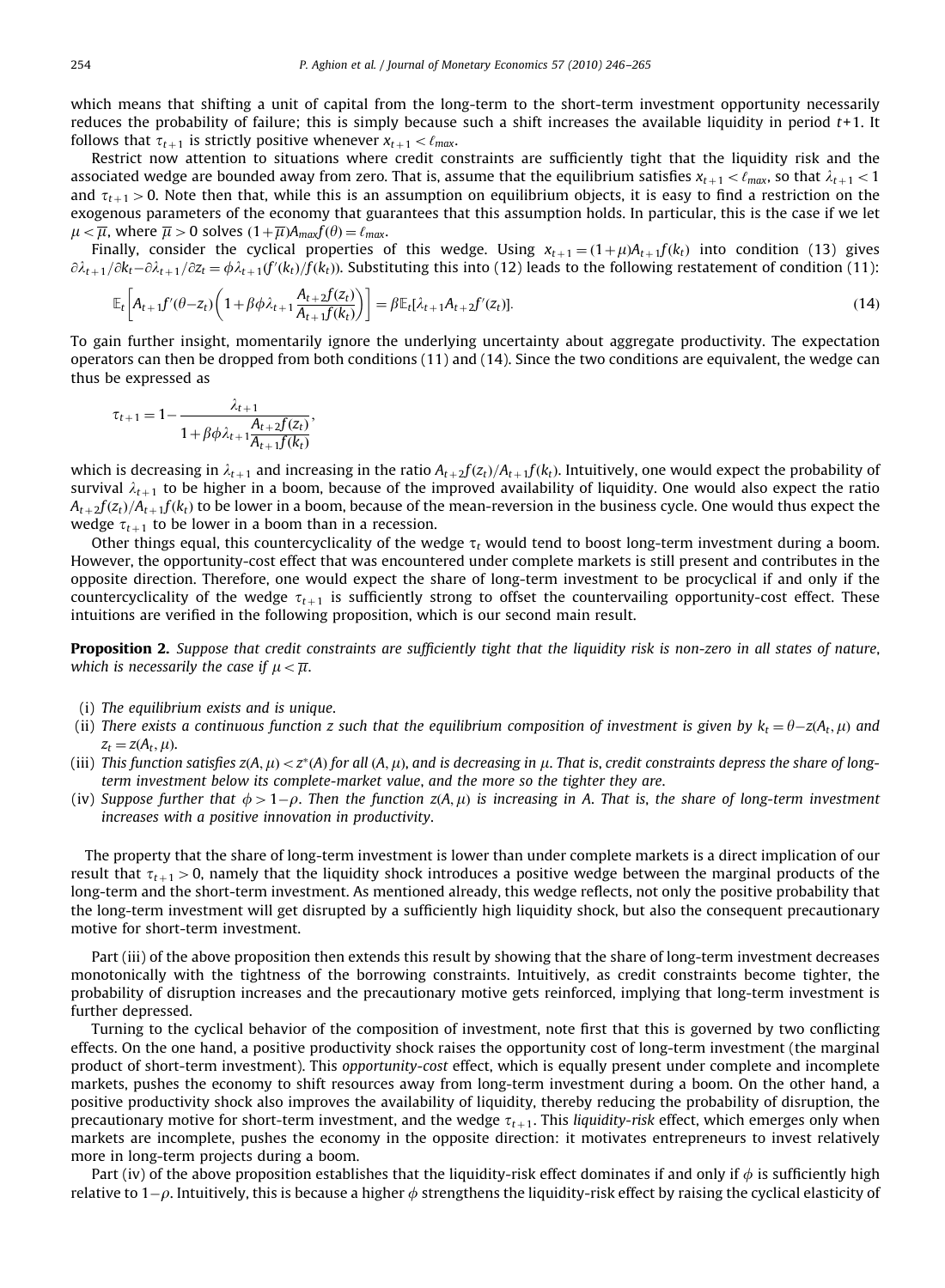which means that shifting a unit of capital from the long-term to the short-term investment opportunity necessarily reduces the probability of failure; this is simply because such a shift increases the available liquidity in period $t$+1. It follows that $\tau_{t+1}$ is strictly positive whenever $x_{t+1} < \ell_{max}$.

Restrict now attention to situations where credit constraints are sufficiently tight that the liquidity risk and the associated wedge are bounded away from zero. That is, assume that the equilibrium satisfies $x_{t+1} < \ell_{max}$, so that $\lambda_{t+1} < 1$ and $\tau_{t+1} > 0$. Note then that, while this is an assumption on equilibrium objects, it is easy to find a restriction on the exogenous parameters of the economy that guarantees that this assumption holds. In particular, this is the case if we let $\mu < \overline{\mu}$, where $\overline{\mu} > 0$ solves $(1+\overline{\mu})A_{max}f(\theta) = \ell_{max}$.

Finally, consider the cyclical properties of this wedge. Using $x_{t+1} = (1+\mu)A_{t+1}f(k_t)$ into condition (13) gives $\partial\lambda_{t+1}/\partial k_t - \partial\lambda_{t+1}/\partial z_t = \phi\lambda_{t+1}(f'(k_t)/f(k_t))$. Substituting this into (12) leads to the following restatement of condition (11):

$$\mathbb{E}_t\left[A_{t+1}f'(\theta - z_t)\left(1 + \beta\phi\lambda_{t+1}\frac{A_{t+2}f(z_t)}{A_{t+1}f(k_t)}\right)\right] = \beta\mathbb{E}_t[\lambda_{t+1}A_{t+2}f'(z_t)]. \tag{14}$$

To gain further insight, momentarily ignore the underlying uncertainty about aggregate productivity. The expectation operators can then be dropped from both conditions (11) and (14). Since the two conditions are equivalent, the wedge can thus be expressed as

$$\tau_{t+1} = 1 - \frac{\lambda_{t+1}}{1 + \beta\phi\lambda_{t+1}\dfrac{A_{t+2}f(z_t)}{A_{t+1}f(k_t)}},$$

which is decreasing in $\lambda_{t+1}$ and increasing in the ratio $A_{t+2}f(z_t)/A_{t+1}f(k_t)$. Intuitively, one would expect the probability of survival $\lambda_{t+1}$ to be higher in a boom, because of the improved availability of liquidity. One would also expect the ratio $A_{t+2}f(z_t)/A_{t+1}f(k_t)$ to be lower in a boom, because of the mean-reversion in the business cycle. One would thus expect the wedge $\tau_{t+1}$ to be lower in a boom than in a recession.

Other things equal, this countercyclicality of the wedge $\tau_t$ would tend to boost long-term investment during a boom. However, the opportunity-cost effect that was encountered under complete markets is still present and contributes in the opposite direction. Therefore, one would expect the share of long-term investment to be procyclical if and only if the countercyclicality of the wedge $\tau_{t+1}$ is sufficiently strong to offset the countervailing opportunity-cost effect. These intuitions are verified in the following proposition, which is our second main result.

**Proposition 2.** *Suppose that credit constraints are sufficiently tight that the liquidity risk is non-zero in all states of nature, which is necessarily the case if $\mu < \overline{\mu}$.*

(i) *The equilibrium exists and is unique.*
(ii) *There exists a continuous function z such that the equilibrium composition of investment is given by $k_t = \theta - z(A_t, \mu)$ and $z_t = z(A_t, \mu)$.*
(iii) *This function satisfies $z(A, \mu) < z^*(A)$ for all $(A, \mu)$, and is decreasing in $\mu$. That is, credit constraints depress the share of long-term investment below its complete-market value, and the more so the tighter they are.*
(iv) *Suppose further that $\phi > 1 - \rho$. Then the function $z(A, \mu)$ is increasing in A. That is, the share of long-term investment increases with a positive innovation in productivity.*

The property that the share of long-term investment is lower than under complete markets is a direct implication of our result that $\tau_{t+1} > 0$, namely that the liquidity shock introduces a positive wedge between the marginal products of the long-term and the short-term investment. As mentioned already, this wedge reflects, not only the positive probability that the long-term investment will get disrupted by a sufficiently high liquidity shock, but also the consequent precautionary motive for short-term investment.

Part (iii) of the above proposition then extends this result by showing that the share of long-term investment decreases monotonically with the tightness of the borrowing constraints. Intuitively, as credit constraints become tighter, the probability of disruption increases and the precautionary motive gets reinforced, implying that long-term investment is further depressed.

Turning to the cyclical behavior of the composition of investment, note first that this is governed by two conflicting effects. On the one hand, a positive productivity shock raises the opportunity cost of long-term investment (the marginal product of short-term investment). This *opportunity-cost* effect, which is equally present under complete and incomplete markets, pushes the economy to shift resources away from long-term investment during a boom. On the other hand, a positive productivity shock also improves the availability of liquidity, thereby reducing the probability of disruption, the precautionary motive for short-term investment, and the wedge $\tau_{t+1}$. This *liquidity-risk* effect, which emerges only when markets are incomplete, pushes the economy in the opposite direction: it motivates entrepreneurs to invest relatively more in long-term projects during a boom.

Part (iv) of the above proposition establishes that the liquidity-risk effect dominates if and only if $\phi$ is sufficiently high relative to $1-\rho$. Intuitively, this is because a higher $\phi$ strengthens the liquidity-risk effect by raising the cyclical elasticity of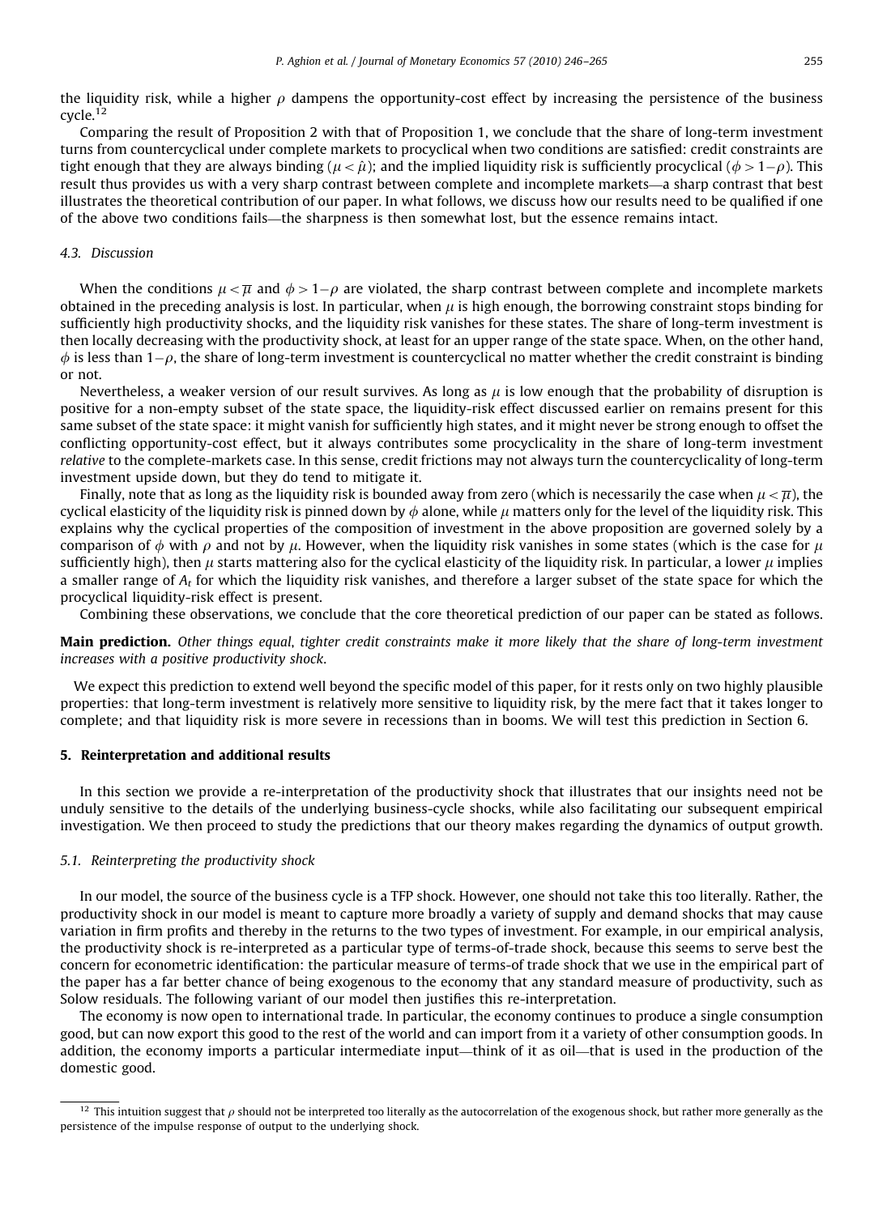the liquidity risk, while a higher $\rho$ dampens the opportunity-cost effect by increasing the persistence of the business cycle.[12]

Comparing the result of Proposition 2 with that of Proposition 1, we conclude that the share of long-term investment turns from countercyclical under complete markets to procyclical when two conditions are satisfied: credit constraints are tight enough that they are always binding ($\mu < \hat{\mu}$); and the implied liquidity risk is sufficiently procyclical ($\phi > 1-\rho$). This result thus provides us with a very sharp contrast between complete and incomplete markets—a sharp contrast that best illustrates the theoretical contribution of our paper. In what follows, we discuss how our results need to be qualified if one of the above two conditions fails—the sharpness is then somewhat lost, but the essence remains intact.

### 4.3. Discussion

When the conditions $\mu < \overline{\mu}$ and $\phi > 1-\rho$ are violated, the sharp contrast between complete and incomplete markets obtained in the preceding analysis is lost. In particular, when $\mu$ is high enough, the borrowing constraint stops binding for sufficiently high productivity shocks, and the liquidity risk vanishes for these states. The share of long-term investment is then locally decreasing with the productivity shock, at least for an upper range of the state space. When, on the other hand, $\phi$ is less than $1-\rho$, the share of long-term investment is countercyclical no matter whether the credit constraint is binding or not.

Nevertheless, a weaker version of our result survives. As long as $\mu$ is low enough that the probability of disruption is positive for a non-empty subset of the state space, the liquidity-risk effect discussed earlier on remains present for this same subset of the state space: it might vanish for sufficiently high states, and it might never be strong enough to offset the conflicting opportunity-cost effect, but it always contributes some procyclicality in the share of long-term investment *relative* to the complete-markets case. In this sense, credit frictions may not always turn the countercyclicality of long-term investment upside down, but they do tend to mitigate it.

Finally, note that as long as the liquidity risk is bounded away from zero (which is necessarily the case when $\mu < \overline{\mu}$), the cyclical elasticity of the liquidity risk is pinned down by $\phi$ alone, while $\mu$ matters only for the level of the liquidity risk. This explains why the cyclical properties of the composition of investment in the above proposition are governed solely by a comparison of $\phi$ with $\rho$ and not by $\mu$. However, when the liquidity risk vanishes in some states (which is the case for $\mu$ sufficiently high), then $\mu$ starts mattering also for the cyclical elasticity of the liquidity risk. In particular, a lower $\mu$ implies a smaller range of $A_t$ for which the liquidity risk vanishes, and therefore a larger subset of the state space for which the procyclical liquidity-risk effect is present.

Combining these observations, we conclude that the core theoretical prediction of our paper can be stated as follows.

**Main prediction.** *Other things equal, tighter credit constraints make it more likely that the share of long-term investment increases with a positive productivity shock.*

We expect this prediction to extend well beyond the specific model of this paper, for it rests only on two highly plausible properties: that long-term investment is relatively more sensitive to liquidity risk, by the mere fact that it takes longer to complete; and that liquidity risk is more severe in recessions than in booms. We will test this prediction in Section 6.

## 5. Reinterpretation and additional results

In this section we provide a re-interpretation of the productivity shock that illustrates that our insights need not be unduly sensitive to the details of the underlying business-cycle shocks, while also facilitating our subsequent empirical investigation. We then proceed to study the predictions that our theory makes regarding the dynamics of output growth.

### 5.1. Reinterpreting the productivity shock

In our model, the source of the business cycle is a TFP shock. However, one should not take this too literally. Rather, the productivity shock in our model is meant to capture more broadly a variety of supply and demand shocks that may cause variation in firm profits and thereby in the returns to the two types of investment. For example, in our empirical analysis, the productivity shock is re-interpreted as a particular type of terms-of-trade shock, because this seems to serve best the concern for econometric identification: the particular measure of terms-of trade shock that we use in the empirical part of the paper has a far better chance of being exogenous to the economy that any standard measure of productivity, such as Solow residuals. The following variant of our model then justifies this re-interpretation.

The economy is now open to international trade. In particular, the economy continues to produce a single consumption good, but can now export this good to the rest of the world and can import from it a variety of other consumption goods. In addition, the economy imports a particular intermediate input—think of it as oil—that is used in the production of the domestic good.

[12] This intuition suggest that $\rho$ should not be interpreted too literally as the autocorrelation of the exogenous shock, but rather more generally as the persistence of the impulse response of output to the underlying shock.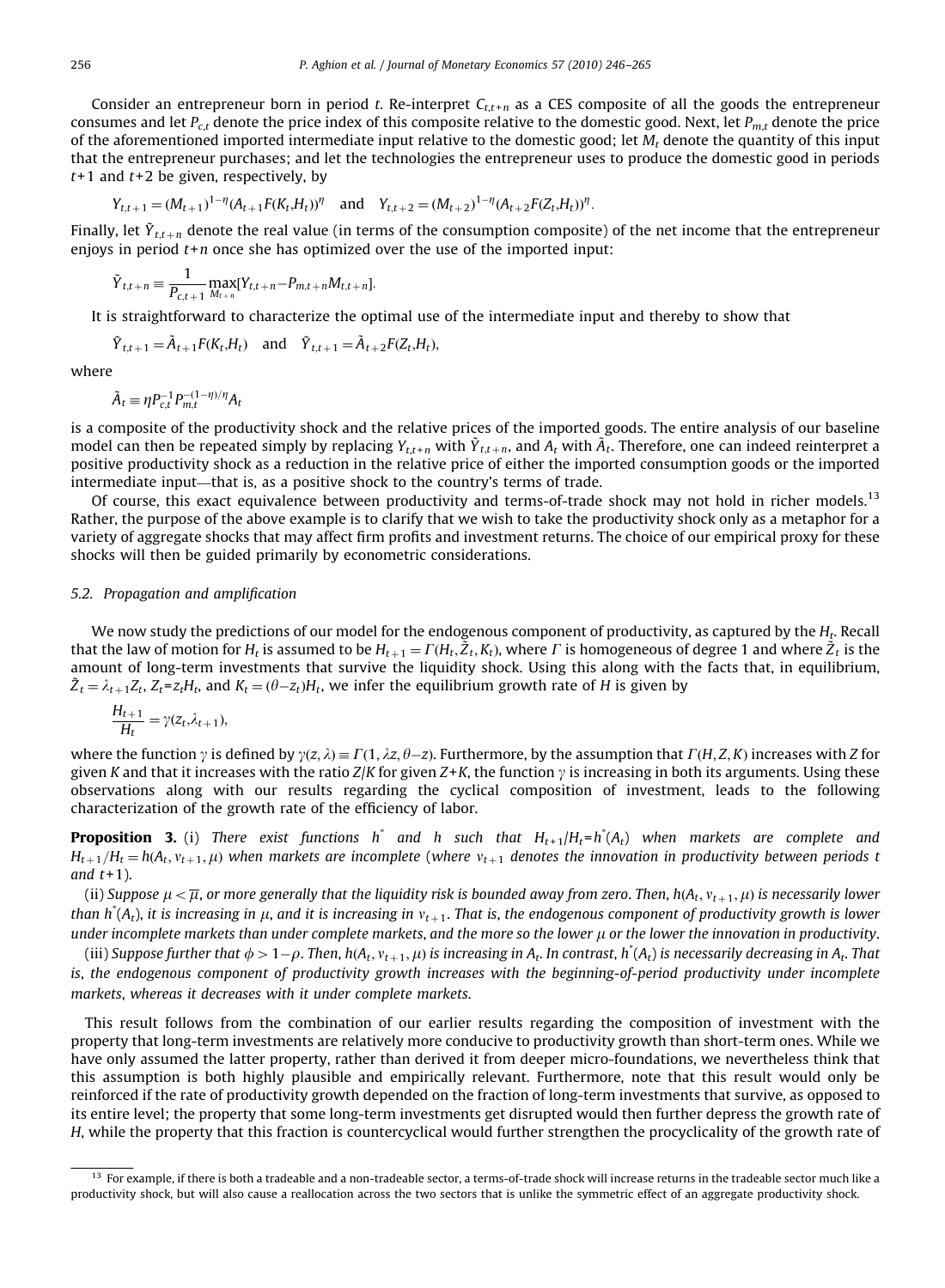Consider an entrepreneur born in period $t$. Re-interpret $C_{t,t+n}$ as a CES composite of all the goods the entrepreneur consumes and let $P_{c,t}$ denote the price index of this composite relative to the domestic good. Next, let $P_{m,t}$ denote the price of the aforementioned imported intermediate input relative to the domestic good; let $M_t$ denote the quantity of this input that the entrepreneur purchases; and let the technologies the entrepreneur uses to produce the domestic good in periods $t+1$ and $t+2$ be given, respectively, by

$$Y_{t,t+1} = (M_{t+1})^{1-\eta}(A_{t+1}F(K_t,H_t))^{\eta} \quad \text{and} \quad Y_{t,t+2} = (M_{t+2})^{1-\eta}(A_{t+2}F(Z_t,H_t))^{\eta}.$$

Finally, let $\tilde{Y}_{t,t+n}$ denote the real value (in terms of the consumption composite) of the net income that the entrepreneur enjoys in period $t+n$ once she has optimized over the use of the imported input:

$$\tilde{Y}_{t,t+n} \equiv \frac{1}{P_{c,t+1}} \max_{M_{t+n}} [Y_{t,t+n} - P_{m,t+n}M_{t,t+n}].$$

It is straightforward to characterize the optimal use of the intermediate input and thereby to show that

$$\tilde{Y}_{t,t+1} = \tilde{A}_{t+1}F(K_t,H_t) \quad \text{and} \quad \tilde{Y}_{t,t+1} = \tilde{A}_{t+2}F(Z_t,H_t),$$

where

$$\tilde{A}_t \equiv \eta P_{c,t}^{-1} P_{m,t}^{-(1-\eta)/\eta} A_t$$

is a composite of the productivity shock and the relative prices of the imported goods. The entire analysis of our baseline model can then be repeated simply by replacing $Y_{t,t+n}$ with $\tilde{Y}_{t,t+n}$, and $A_t$ with $\tilde{A}_t$. Therefore, one can indeed reinterpret a positive productivity shock as a reduction in the relative price of either the imported consumption goods or the imported intermediate input—that is, as a positive shock to the country's terms of trade.

Of course, this exact equivalence between productivity and terms-of-trade shock may not hold in richer models.[13] Rather, the purpose of the above example is to clarify that we wish to take the productivity shock only as a metaphor for a variety of aggregate shocks that may affect firm profits and investment returns. The choice of our empirical proxy for these shocks will then be guided primarily by econometric considerations.

### 5.2. Propagation and amplification

We now study the predictions of our model for the endogenous component of productivity, as captured by the $H_t$. Recall that the law of motion for $H_t$ is assumed to be $H_{t+1} = \Gamma(H_t, \tilde{Z}_t, K_t)$, where $\Gamma$ is homogeneous of degree 1 and where $\tilde{Z}_t$ is the amount of long-term investments that survive the liquidity shock. Using this along with the facts that, in equilibrium, $\tilde{Z}_t = \lambda_{t+1}Z_t$, $Z_t = z_t H_t$, and $K_t = (\theta - z_t)H_t$, we infer the equilibrium growth rate of $H$ is given by

$$\frac{H_{t+1}}{H_t} = \gamma(z_t, \lambda_{t+1}),$$

where the function $\gamma$ is defined by $\gamma(z,\lambda) \equiv \Gamma(1, \lambda z, \theta - z)$. Furthermore, by the assumption that $\Gamma(H,Z,K)$ increases with $Z$ for given $K$ and that it increases with the ratio $Z/K$ for given $Z+K$, the function $\gamma$ is increasing in both its arguments. Using these observations along with our results regarding the cyclical composition of investment, leads to the following characterization of the growth rate of the efficiency of labor.

**Proposition 3.** (i) *There exist functions $h^*$ and $h$ such that $H_{t+1}/H_t = h^*(A_t)$ when markets are complete and $H_{t+1}/H_t = h(A_t, v_{t+1}, \mu)$ when markets are incomplete (where $v_{t+1}$ denotes the innovation in productivity between periods $t$ and $t+1$).*

(ii) *Suppose $\mu < \overline{\mu}$, or more generally that the liquidity risk is bounded away from zero. Then, $h(A_t, v_{t+1}, \mu)$ is necessarily lower than $h^*(A_t)$, it is increasing in $\mu$, and it is increasing in $v_{t+1}$. That is, the endogenous component of productivity growth is lower under incomplete markets than under complete markets, and the more so the lower $\mu$ or the lower the innovation in productivity.*

(iii) *Suppose further that $\phi > 1-\rho$. Then, $h(A_t, v_{t+1}, \mu)$ is increasing in $A_t$. In contrast, $h^*(A_t)$ is necessarily decreasing in $A_t$. That is, the endogenous component of productivity growth increases with the beginning-of-period productivity under incomplete markets, whereas it decreases with it under complete markets.*

This result follows from the combination of our earlier results regarding the composition of investment with the property that long-term investments are relatively more conducive to productivity growth than short-term ones. While we have only assumed the latter property, rather than derived it from deeper micro-foundations, we nevertheless think that this assumption is both highly plausible and empirically relevant. Furthermore, note that this result would only be reinforced if the rate of productivity growth depended on the fraction of long-term investments that survive, as opposed to its entire level; the property that some long-term investments get disrupted would then further depress the growth rate of $H$, while the property that this fraction is countercyclical would further strengthen the procyclicality of the growth rate of

[13] For example, if there is both a tradeable and a non-tradeable sector, a terms-of-trade shock will increase returns in the tradeable sector much like a productivity shock, but will also cause a reallocation across the two sectors that is unlike the symmetric effect of an aggregate productivity shock.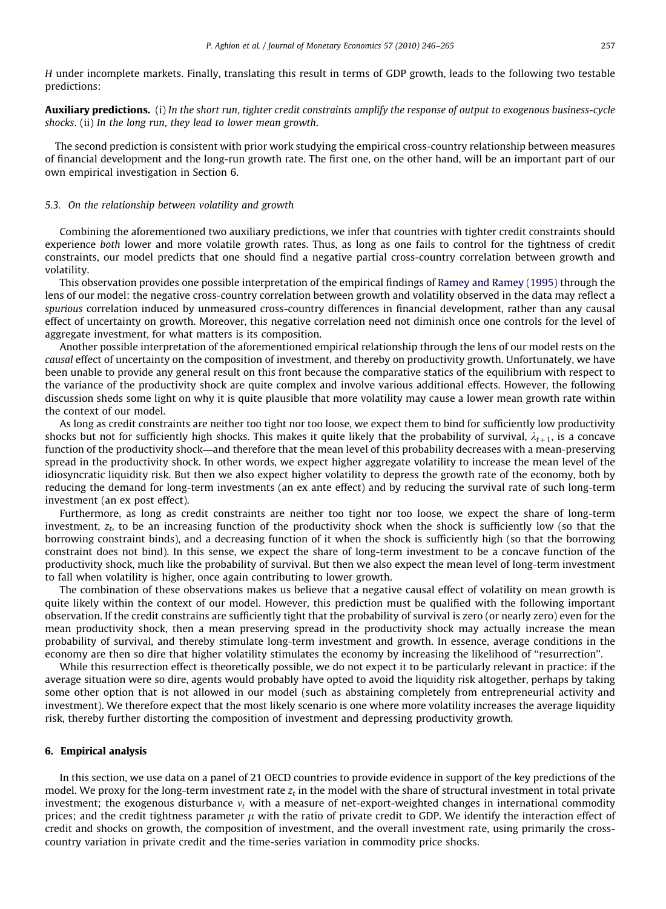$H$ under incomplete markets. Finally, translating this result in terms of GDP growth, leads to the following two testable predictions:

**Auxiliary predictions.** (i) *In the short run, tighter credit constraints amplify the response of output to exogenous business-cycle shocks*. (ii) *In the long run, they lead to lower mean growth*.

The second prediction is consistent with prior work studying the empirical cross-country relationship between measures of financial development and the long-run growth rate. The first one, on the other hand, will be an important part of our own empirical investigation in Section 6.

### 5.3. On the relationship between volatility and growth

Combining the aforementioned two auxiliary predictions, we infer that countries with tighter credit constraints should experience *both* lower and more volatile growth rates. Thus, as long as one fails to control for the tightness of credit constraints, our model predicts that one should find a negative partial cross-country correlation between growth and volatility.

This observation provides one possible interpretation of the empirical findings of Ramey and Ramey (1995) through the lens of our model: the negative cross-country correlation between growth and volatility observed in the data may reflect a *spurious* correlation induced by unmeasured cross-country differences in financial development, rather than any causal effect of uncertainty on growth. Moreover, this negative correlation need not diminish once one controls for the level of aggregate investment, for what matters is its composition.

Another possible interpretation of the aforementioned empirical relationship through the lens of our model rests on the *causal* effect of uncertainty on the composition of investment, and thereby on productivity growth. Unfortunately, we have been unable to provide any general result on this front because the comparative statics of the equilibrium with respect to the variance of the productivity shock are quite complex and involve various additional effects. However, the following discussion sheds some light on why it is quite plausible that more volatility may cause a lower mean growth rate within the context of our model.

As long as credit constraints are neither too tight nor too loose, we expect them to bind for sufficiently low productivity shocks but not for sufficiently high shocks. This makes it quite likely that the probability of survival, $\lambda_{t+1}$, is a concave function of the productivity shock—and therefore that the mean level of this probability decreases with a mean-preserving spread in the productivity shock. In other words, we expect higher aggregate volatility to increase the mean level of the idiosyncratic liquidity risk. But then we also expect higher volatility to depress the growth rate of the economy, both by reducing the demand for long-term investments (an ex ante effect) and by reducing the survival rate of such long-term investment (an ex post effect).

Furthermore, as long as credit constraints are neither too tight nor too loose, we expect the share of long-term investment, $z_t$, to be an increasing function of the productivity shock when the shock is sufficiently low (so that the borrowing constraint binds), and a decreasing function of it when the shock is sufficiently high (so that the borrowing constraint does not bind). In this sense, we expect the share of long-term investment to be a concave function of the productivity shock, much like the probability of survival. But then we also expect the mean level of long-term investment to fall when volatility is higher, once again contributing to lower growth.

The combination of these observations makes us believe that a negative causal effect of volatility on mean growth is quite likely within the context of our model. However, this prediction must be qualified with the following important observation. If the credit constrains are sufficiently tight that the probability of survival is zero (or nearly zero) even for the mean productivity shock, then a mean preserving spread in the productivity shock may actually increase the mean probability of survival, and thereby stimulate long-term investment and growth. In essence, average conditions in the economy are then so dire that higher volatility stimulates the economy by increasing the likelihood of ''resurrection''.

While this resurrection effect is theoretically possible, we do not expect it to be particularly relevant in practice: if the average situation were so dire, agents would probably have opted to avoid the liquidity risk altogether, perhaps by taking some other option that is not allowed in our model (such as abstaining completely from entrepreneurial activity and investment). We therefore expect that the most likely scenario is one where more volatility increases the average liquidity risk, thereby further distorting the composition of investment and depressing productivity growth.

## 6. Empirical analysis

In this section, we use data on a panel of 21 OECD countries to provide evidence in support of the key predictions of the model. We proxy for the long-term investment rate $z_t$ in the model with the share of structural investment in total private investment; the exogenous disturbance $v_t$ with a measure of net-export-weighted changes in international commodity prices; and the credit tightness parameter $\mu$ with the ratio of private credit to GDP. We identify the interaction effect of credit and shocks on growth, the composition of investment, and the overall investment rate, using primarily the cross-country variation in private credit and the time-series variation in commodity price shocks.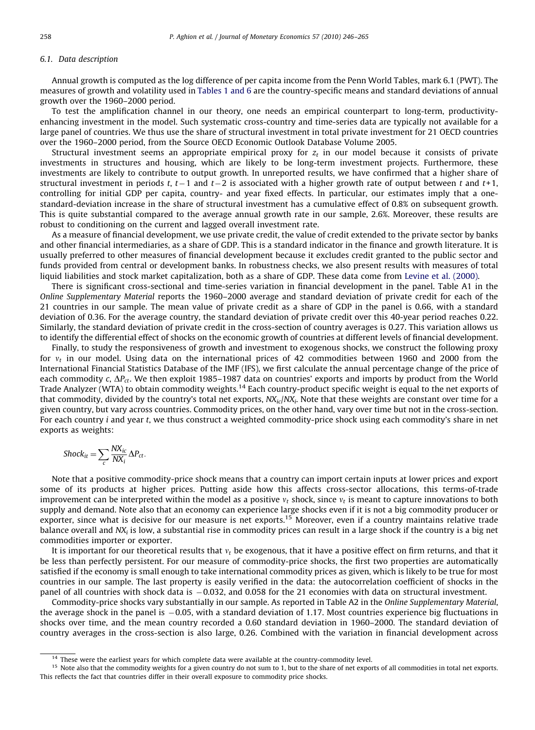### 6.1. Data description

Annual growth is computed as the log difference of per capita income from the Penn World Tables, mark 6.1 (PWT). The measures of growth and volatility used in Tables 1 and 6 are the country-specific means and standard deviations of annual growth over the 1960–2000 period.

To test the amplification channel in our theory, one needs an empirical counterpart to long-term, productivity-enhancing investment in the model. Such systematic cross-country and time-series data are typically not available for a large panel of countries. We thus use the share of structural investment in total private investment for 21 OECD countries over the 1960–2000 period, from the Source OECD Economic Outlook Database Volume 2005.

Structural investment seems an appropriate empirical proxy for $z_t$ in our model because it consists of private investments in structures and housing, which are likely to be long-term investment projects. Furthermore, these investments are likely to contribute to output growth. In unreported results, we have confirmed that a higher share of structural investment in periods $t$, $t-1$ and $t-2$ is associated with a higher growth rate of output between $t$ and $t+1$, controlling for initial GDP per capita, country- and year fixed effects. In particular, our estimates imply that a one-standard-deviation increase in the share of structural investment has a cumulative effect of 0.8% on subsequent growth. This is quite substantial compared to the average annual growth rate in our sample, 2.6%. Moreover, these results are robust to conditioning on the current and lagged overall investment rate.

As a measure of financial development, we use private credit, the value of credit extended to the private sector by banks and other financial intermediaries, as a share of GDP. This is a standard indicator in the finance and growth literature. It is usually preferred to other measures of financial development because it excludes credit granted to the public sector and funds provided from central or development banks. In robustness checks, we also present results with measures of total liquid liabilities and stock market capitalization, both as a share of GDP. These data come from Levine et al. (2000).

There is significant cross-sectional and time-series variation in financial development in the panel. Table A1 in the *Online Supplementary Material* reports the 1960–2000 average and standard deviation of private credit for each of the 21 countries in our sample. The mean value of private credit as a share of GDP in the panel is 0.66, with a standard deviation of 0.36. For the average country, the standard deviation of private credit over this 40-year period reaches 0.22. Similarly, the standard deviation of private credit in the cross-section of country averages is 0.27. This variation allows us to identify the differential effect of shocks on the economic growth of countries at different levels of financial development.

Finally, to study the responsiveness of growth and investment to exogenous shocks, we construct the following proxy for $v_t$ in our model. Using data on the international prices of 42 commodities between 1960 and 2000 from the International Financial Statistics Database of the IMF (IFS), we first calculate the annual percentage change of the price of each commodity $c$, $\Delta P_{ct}$. We then exploit 1985–1987 data on countries' exports and imports by product from the World Trade Analyzer (WTA) to obtain commodity weights.[14] Each country-product specific weight is equal to the net exports of that commodity, divided by the country's total net exports, $NX_{ic}/NX_i$. Note that these weights are constant over time for a given country, but vary across countries. Commodity prices, on the other hand, vary over time but not in the cross-section. For each country $i$ and year $t$, we thus construct a weighted commodity-price shock using each commodity's share in net exports as weights:

$$Shock_{it} = \sum_c \frac{NX_{ic}}{NX_i} \Delta P_{ct}.$$

Note that a positive commodity-price shock means that a country can import certain inputs at lower prices and export some of its products at higher prices. Putting aside how this affects cross-sector allocations, this terms-of-trade improvement can be interpreted within the model as a positive $v_t$ shock, since $v_t$ is meant to capture innovations to both supply and demand. Note also that an economy can experience large shocks even if it is not a big commodity producer or exporter, since what is decisive for our measure is net exports.[15] Moreover, even if a country maintains relative trade balance overall and $NX_i$ is low, a substantial rise in commodity prices can result in a large shock if the country is a big net commodities importer or exporter.

It is important for our theoretical results that $v_t$ be exogenous, that it have a positive effect on firm returns, and that it be less than perfectly persistent. For our measure of commodity-price shocks, the first two properties are automatically satisfied if the economy is small enough to take international commodity prices as given, which is likely to be true for most countries in our sample. The last property is easily verified in the data: the autocorrelation coefficient of shocks in the panel of all countries with shock data is $-0.032$, and 0.058 for the 21 economies with data on structural investment.

Commodity-price shocks vary substantially in our sample. As reported in Table A2 in the *Online Supplementary Material*, the average shock in the panel is $-0.05$, with a standard deviation of 1.17. Most countries experience big fluctuations in shocks over time, and the mean country recorded a 0.60 standard deviation in 1960–2000. The standard deviation of country averages in the cross-section is also large, 0.26. Combined with the variation in financial development across

---

[14] These were the earliest years for which complete data were available at the country-commodity level.

[15] Note also that the commodity weights for a given country do not sum to 1, but to the share of net exports of all commodities in total net exports. This reflects the fact that countries differ in their overall exposure to commodity price shocks.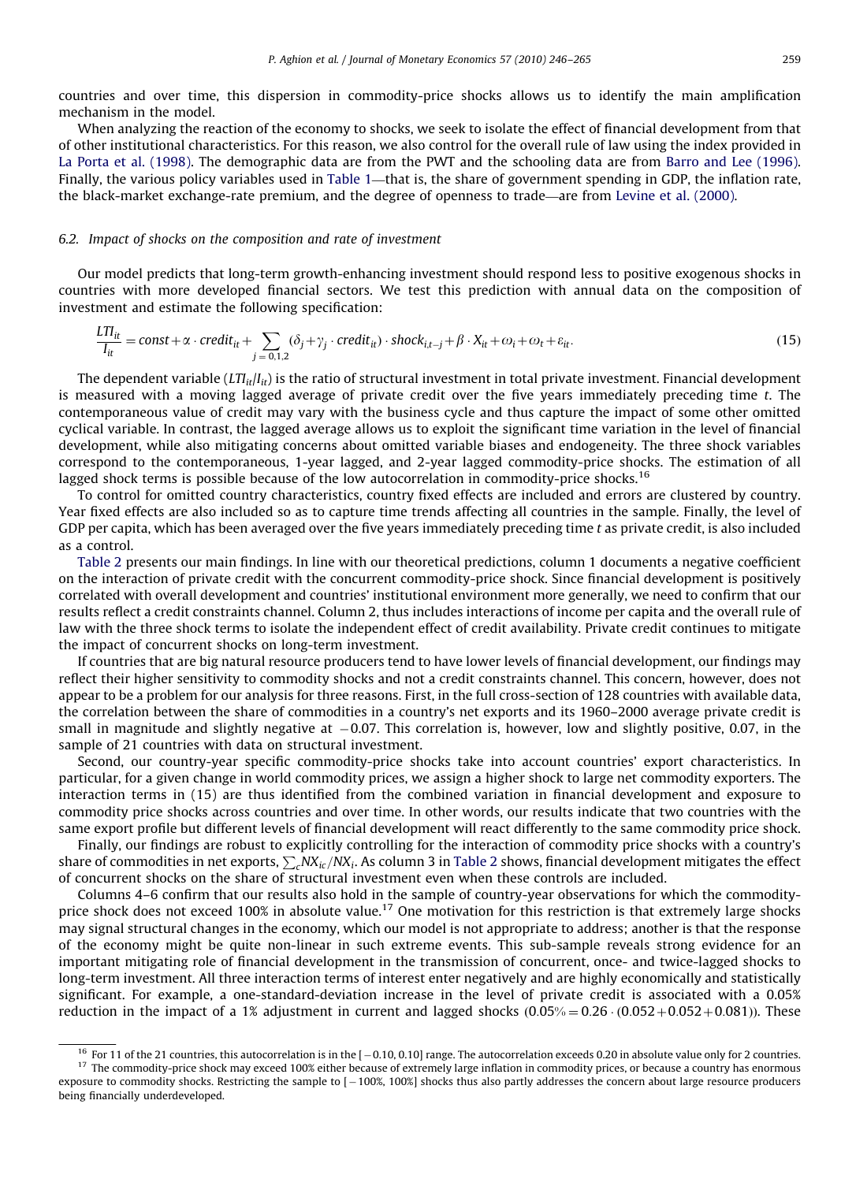countries and over time, this dispersion in commodity-price shocks allows us to identify the main amplification mechanism in the model.

When analyzing the reaction of the economy to shocks, we seek to isolate the effect of financial development from that of other institutional characteristics. For this reason, we also control for the overall rule of law using the index provided in La Porta et al. (1998). The demographic data are from the PWT and the schooling data are from Barro and Lee (1996). Finally, the various policy variables used in Table 1—that is, the share of government spending in GDP, the inflation rate, the black-market exchange-rate premium, and the degree of openness to trade—are from Levine et al. (2000).

### 6.2. Impact of shocks on the composition and rate of investment

Our model predicts that long-term growth-enhancing investment should respond less to positive exogenous shocks in countries with more developed financial sectors. We test this prediction with annual data on the composition of investment and estimate the following specification:

$$\frac{LTI_{it}}{I_{it}} = const + \alpha \cdot credit_{it} + \sum_{j=0,1,2} (\delta_j + \gamma_j \cdot credit_{it}) \cdot shock_{i,t-j} + \beta \cdot X_{it} + \omega_i + \omega_t + \varepsilon_{it}. \tag{15}$$

The dependent variable ($LTI_{it}/I_{it}$) is the ratio of structural investment in total private investment. Financial development is measured with a moving lagged average of private credit over the five years immediately preceding time $t$. The contemporaneous value of credit may vary with the business cycle and thus capture the impact of some other omitted cyclical variable. In contrast, the lagged average allows us to exploit the significant time variation in the level of financial development, while also mitigating concerns about omitted variable biases and endogeneity. The three shock variables correspond to the contemporaneous, 1-year lagged, and 2-year lagged commodity-price shocks. The estimation of all lagged shock terms is possible because of the low autocorrelation in commodity-price shocks.[16]

To control for omitted country characteristics, country fixed effects are included and errors are clustered by country. Year fixed effects are also included so as to capture time trends affecting all countries in the sample. Finally, the level of GDP per capita, which has been averaged over the five years immediately preceding time $t$ as private credit, is also included as a control.

Table 2 presents our main findings. In line with our theoretical predictions, column 1 documents a negative coefficient on the interaction of private credit with the concurrent commodity-price shock. Since financial development is positively correlated with overall development and countries' institutional environment more generally, we need to confirm that our results reflect a credit constraints channel. Column 2, thus includes interactions of income per capita and the overall rule of law with the three shock terms to isolate the independent effect of credit availability. Private credit continues to mitigate the impact of concurrent shocks on long-term investment.

If countries that are big natural resource producers tend to have lower levels of financial development, our findings may reflect their higher sensitivity to commodity shocks and not a credit constraints channel. This concern, however, does not appear to be a problem for our analysis for three reasons. First, in the full cross-section of 128 countries with available data, the correlation between the share of commodities in a country's net exports and its 1960–2000 average private credit is small in magnitude and slightly negative at $-0.07$. This correlation is, however, low and slightly positive, 0.07, in the sample of 21 countries with data on structural investment.

Second, our country-year specific commodity-price shocks take into account countries' export characteristics. In particular, for a given change in world commodity prices, we assign a higher shock to large net commodity exporters. The interaction terms in (15) are thus identified from the combined variation in financial development and exposure to commodity price shocks across countries and over time. In other words, our results indicate that two countries with the same export profile but different levels of financial development will react differently to the same commodity price shock.

Finally, our findings are robust to explicitly controlling for the interaction of commodity price shocks with a country's share of commodities in net exports, $\sum_c NX_{ic}/NX_i$. As column 3 in Table 2 shows, financial development mitigates the effect of concurrent shocks on the share of structural investment even when these controls are included.

Columns 4–6 confirm that our results also hold in the sample of country-year observations for which the commodity-price shock does not exceed 100% in absolute value.[17] One motivation for this restriction is that extremely large shocks may signal structural changes in the economy, which our model is not appropriate to address; another is that the response of the economy might be quite non-linear in such extreme events. This sub-sample reveals strong evidence for an important mitigating role of financial development in the transmission of concurrent, once- and twice-lagged shocks to long-term investment. All three interaction terms of interest enter negatively and are highly economically and statistically significant. For example, a one-standard-deviation increase in the level of private credit is associated with a 0.05% reduction in the impact of a 1% adjustment in current and lagged shocks ($0.05\% = 0.26 \cdot (0.052 + 0.052 + 0.081)$). These

[16] For 11 of the 21 countries, this autocorrelation is in the $[-0.10, 0.10]$ range. The autocorrelation exceeds 0.20 in absolute value only for 2 countries.

[17] The commodity-price shock may exceed 100% either because of extremely large inflation in commodity prices, or because a country has enormous exposure to commodity shocks. Restricting the sample to $[-100\%, 100\%]$ shocks thus also partly addresses the concern about large resource producers being financially underdeveloped.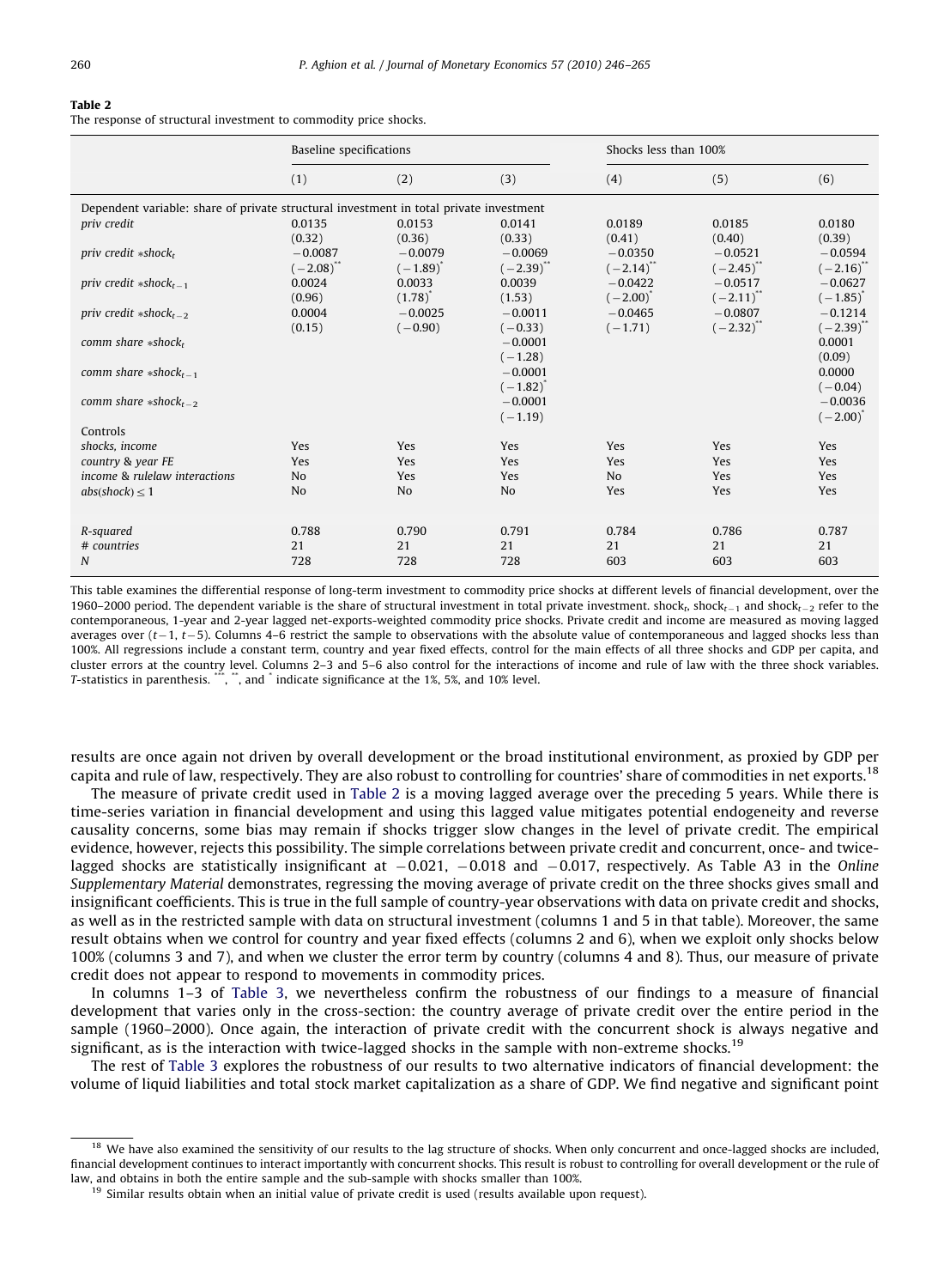**Table 2**

The response of structural investment to commodity price shocks.

| | Baseline specifications | | | Shocks less than 100% | | |
|---|---|---|---|---|---|---|
| | (1) | (2) | (3) | (4) | (5) | (6) |
| Dependent variable: share of private structural investment in total private investment | | | | | | |
| *priv credit* | 0.0135 | 0.0153 | 0.0141 | 0.0189 | 0.0185 | 0.0180 |
| | (0.32) | (0.36) | (0.33) | (0.41) | (0.40) | (0.39) |
| *priv credit* $*shock_t$ | −0.0087 | −0.0079 | −0.0069 | −0.0350 | −0.0521 | −0.0594 |
| | (−2.08)** | (−1.89)* | (−2.39)** | (−2.14)** | (−2.45)** | (−2.16)** |
| *priv credit* $*shock_{t-1}$ | 0.0024 | 0.0033 | 0.0039 | −0.0422 | −0.0517 | −0.0627 |
| | (0.96) | (1.78)* | (1.53) | (−2.00)* | (−2.11)** | (−1.85)* |
| *priv credit* $*shock_{t-2}$ | 0.0004 | −0.0025 | −0.0011 | −0.0465 | −0.0807 | −0.1214 |
| | (0.15) | (−0.90) | (−0.33) | (−1.71) | (−2.32)** | (−2.39)** |
| *comm share* $*shock_t$ | | | −0.0001 | | | 0.0001 |
| | | | (−1.28) | | | (0.09) |
| *comm share* $*shock_{t-1}$ | | | −0.0001 | | | 0.0000 |
| | | | (−1.82)* | | | (−0.04) |
| *comm share* $*shock_{t-2}$ | | | −0.0001 | | | −0.0036 |
| | | | (−1.19) | | | (−2.00)* |
| Controls | | | | | | |
| *shocks, income* | Yes | Yes | Yes | Yes | Yes | Yes |
| *country & year FE* | Yes | Yes | Yes | Yes | Yes | Yes |
| *income & rulelaw interactions* | No | Yes | Yes | No | Yes | Yes |
| $abs(shock) \leq 1$ | No | No | No | Yes | Yes | Yes |
| *R-squared* | 0.788 | 0.790 | 0.791 | 0.784 | 0.786 | 0.787 |
| *# countries* | 21 | 21 | 21 | 21 | 21 | 21 |
| *N* | 728 | 728 | 728 | 603 | 603 | 603 |

This table examines the differential response of long-term investment to commodity price shocks at different levels of financial development, over the 1960–2000 period. The dependent variable is the share of structural investment in total private investment. $shock_t$, $shock_{t-1}$ and $shock_{t-2}$ refer to the contemporaneous, 1-year and 2-year lagged net-exports-weighted commodity price shocks. Private credit and income are measured as moving lagged averages over ($t-1$, $t-5$). Columns 4–6 restrict the sample to observations with the absolute value of contemporaneous and lagged shocks less than 100%. All regressions include a constant term, country and year fixed effects, control for the main effects of all three shocks and GDP per capita, and cluster errors at the country level. Columns 2–3 and 5–6 also control for the interactions of income and rule of law with the three shock variables. T-statistics in parenthesis. ***, **, and * indicate significance at the 1%, 5%, and 10% level.

results are once again not driven by overall development or the broad institutional environment, as proxied by GDP per capita and rule of law, respectively. They are also robust to controlling for countries' share of commodities in net exports.[18]

The measure of private credit used in Table 2 is a moving lagged average over the preceding 5 years. While there is time-series variation in financial development and using this lagged value mitigates potential endogeneity and reverse causality concerns, some bias may remain if shocks trigger slow changes in the level of private credit. The empirical evidence, however, rejects this possibility. The simple correlations between private credit and concurrent, once- and twice-lagged shocks are statistically insignificant at −0.021, −0.018 and −0.017, respectively. As Table A3 in the *Online Supplementary Material* demonstrates, regressing the moving average of private credit on the three shocks gives small and insignificant coefficients. This is true in the full sample of country-year observations with data on private credit and shocks, as well as in the restricted sample with data on structural investment (columns 1 and 5 in that table). Moreover, the same result obtains when we control for country and year fixed effects (columns 2 and 6), when we exploit only shocks below 100% (columns 3 and 7), and when we cluster the error term by country (columns 4 and 8). Thus, our measure of private credit does not appear to respond to movements in commodity prices.

In columns 1–3 of Table 3, we nevertheless confirm the robustness of our findings to a measure of financial development that varies only in the cross-section: the country average of private credit over the entire period in the sample (1960–2000). Once again, the interaction of private credit with the concurrent shock is always negative and significant, as is the interaction with twice-lagged shocks in the sample with non-extreme shocks.[19]

The rest of Table 3 explores the robustness of our results to two alternative indicators of financial development: the volume of liquid liabilities and total stock market capitalization as a share of GDP. We find negative and significant point

[18] We have also examined the sensitivity of our results to the lag structure of shocks. When only concurrent and once-lagged shocks are included, financial development continues to interact importantly with concurrent shocks. This result is robust to controlling for overall development or the rule of law, and obtains in both the entire sample and the sub-sample with shocks smaller than 100%.

[19] Similar results obtain when an initial value of private credit is used (results available upon request).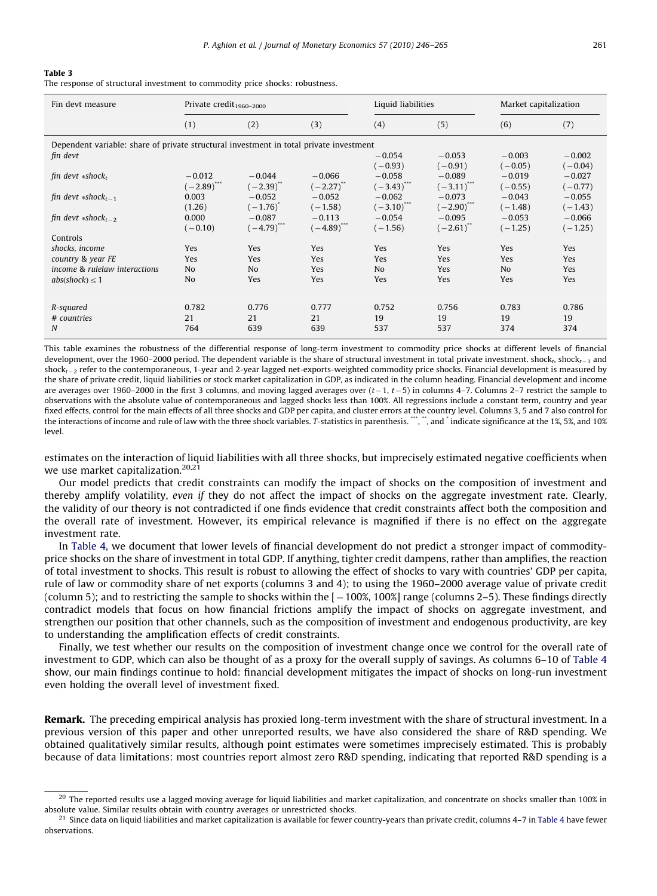**Table 3**
The response of structural investment to commodity price shocks: robustness.

| Fin devt measure | Private credit$_{1960–2000}$ | | | Liquid liabilities | | Market capitalization | |
|---|---|---|---|---|---|---|---|
| | (1) | (2) | (3) | (4) | (5) | (6) | (7) |
| *Dependent variable: share of private structural investment in total private investment* | | | | | | | |
| *fin devt* | | | | −0.054 | −0.053 | −0.003 | −0.002 |
| | | | | (−0.93) | (−0.91) | (−0.05) | (−0.04) |
| *fin devt* $*shock_t$ | −0.012 | −0.044 | −0.066 | −0.058 | −0.089 | −0.019 | −0.027 |
| | (−2.89)*** | (−2.39)** | (−2.27)** | (−3.43)*** | (−3.11)*** | (−0.55) | (−0.77) |
| *fin devt* $*shock_{t-1}$ | 0.003 | −0.052 | −0.052 | −0.062 | −0.073 | −0.043 | −0.055 |
| | (1.26) | (−1.76)* | (−1.58) | (−3.10)*** | (−2.90)*** | (−1.48) | (−1.43) |
| *fin devt* $*shock_{t-2}$ | 0.000 | −0.087 | −0.113 | −0.054 | −0.095 | −0.053 | −0.066 |
| | (−0.10) | (−4.79)*** | (−4.89)*** | (−1.56) | (−2.61)** | (−1.25) | (−1.25) |
| Controls | | | | | | | |
| *shocks, income* | Yes | Yes | Yes | Yes | Yes | Yes | Yes |
| *country & year FE* | Yes | Yes | Yes | Yes | Yes | Yes | Yes |
| *income & rulelaw interactions* | No | No | Yes | No | Yes | No | Yes |
| $abs(shock) \leq 1$ | No | Yes | Yes | Yes | Yes | Yes | Yes |
| *R-squared* | 0.782 | 0.776 | 0.777 | 0.752 | 0.756 | 0.783 | 0.786 |
| *# countries* | 21 | 21 | 21 | 19 | 19 | 19 | 19 |
| *N* | 764 | 639 | 639 | 537 | 537 | 374 | 374 |

This table examines the robustness of the differential response of long-term investment to commodity price shocks at different levels of financial development, over the 1960–2000 period. The dependent variable is the share of structural investment in total private investment. $shock_t$, $shock_{t-1}$ and $shock_{t-2}$ refer to the contemporaneous, 1-year and 2-year lagged net-exports-weighted commodity price shocks. Financial development is measured by the share of private credit, liquid liabilities or stock market capitalization in GDP, as indicated in the column heading. Financial development and income are averages over 1960–2000 in the first 3 columns, and moving lagged averages over $(t-1, t-5)$ in columns 4–7. Columns 2–7 restrict the sample to observations with the absolute value of contemporaneous and lagged shocks less than 100%. All regressions include a constant term, country and year fixed effects, control for the main effects of all three shocks and GDP per capita, and cluster errors at the country level. Columns 3, 5 and 7 also control for the interactions of income and rule of law with the three shock variables. *T*-statistics in parenthesis. ***, **, and * indicate significance at the 1%, 5%, and 10% level.

estimates on the interaction of liquid liabilities with all three shocks, but imprecisely estimated negative coefficients when we use market capitalization.[20,21]

Our model predicts that credit constraints can modify the impact of shocks on the composition of investment and thereby amplify volatility, *even if* they do not affect the impact of shocks on the aggregate investment rate. Clearly, the validity of our theory is not contradicted if one finds evidence that credit constraints affect both the composition and the overall rate of investment. However, its empirical relevance is magnified if there is no effect on the aggregate investment rate.

In Table 4, we document that lower levels of financial development do not predict a stronger impact of commodity-price shocks on the share of investment in total GDP. If anything, tighter credit dampens, rather than amplifies, the reaction of total investment to shocks. This result is robust to allowing the effect of shocks to vary with countries' GDP per capita, rule of law or commodity share of net exports (columns 3 and 4); to using the 1960–2000 average value of private credit (column 5); and to restricting the sample to shocks within the [−100%, 100%] range (columns 2–5). These findings directly contradict models that focus on how financial frictions amplify the impact of shocks on aggregate investment, and strengthen our position that other channels, such as the composition of investment and endogenous productivity, are key to understanding the amplification effects of credit constraints.

Finally, we test whether our results on the composition of investment change once we control for the overall rate of investment to GDP, which can also be thought of as a proxy for the overall supply of savings. As columns 6–10 of Table 4 show, our main findings continue to hold: financial development mitigates the impact of shocks on long-run investment even holding the overall level of investment fixed.

**Remark.** The preceding empirical analysis has proxied long-term investment with the share of structural investment. In a previous version of this paper and other unreported results, we have also considered the share of R&D spending. We obtained qualitatively similar results, although point estimates were sometimes imprecisely estimated. This is probably because of data limitations: most countries report almost zero R&D spending, indicating that reported R&D spending is a

[20] The reported results use a lagged moving average for liquid liabilities and market capitalization, and concentrate on shocks smaller than 100% in absolute value. Similar results obtain with country averages or unrestricted shocks.

[21] Since data on liquid liabilities and market capitalization is available for fewer country-years than private credit, columns 4–7 in Table 4 have fewer observations.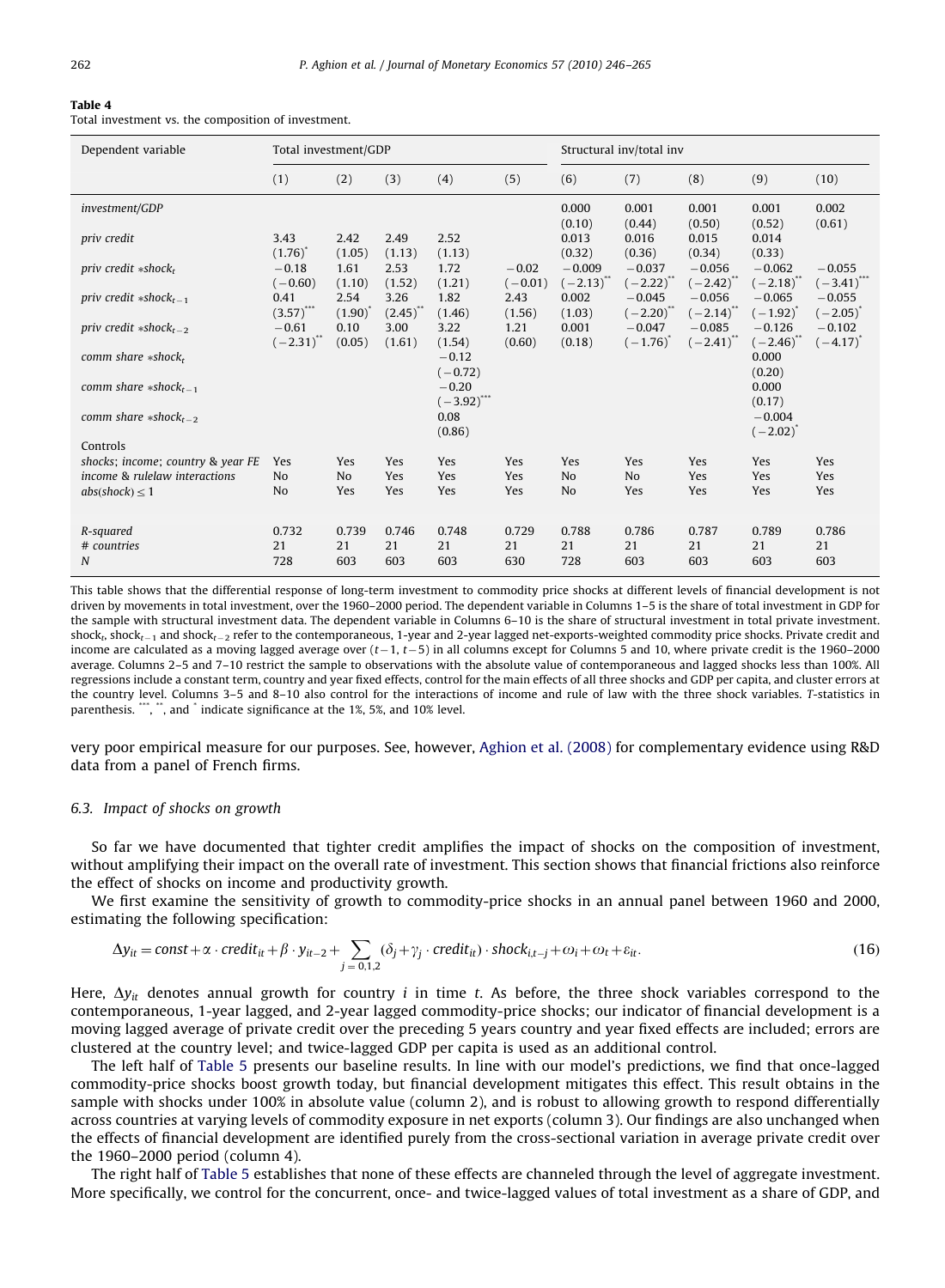**Table 4**
Total investment vs. the composition of investment.

| Dependent variable | Total investment/GDP | | | | | Structural inv/total inv | | | | |
|---|---|---|---|---|---|---|---|---|---|---|
| | (1) | (2) | (3) | (4) | (5) | (6) | (7) | (8) | (9) | (10) |
| *investment/GDP* | | | | | | 0.000 | 0.001 | 0.001 | 0.001 | 0.002 |
| | | | | | | (0.10) | (0.44) | (0.50) | (0.52) | (0.61) |
| *priv credit* | 3.43 | 2.42 | 2.49 | 2.52 | | 0.013 | 0.016 | 0.015 | 0.014 | |
| | (1.76)* | (1.05) | (1.13) | (1.13) | | (0.32) | (0.36) | (0.34) | (0.33) | |
| *priv credit* $*shock_t$ | −0.18 | 1.61 | 2.53 | 1.72 | −0.02 | −0.009 | −0.037 | −0.056 | −0.062 | −0.055 |
| | (−0.60) | (1.10) | (1.52) | (1.21) | (−0.01) | (−2.13)** | (−2.22)** | (−2.42)** | (−2.18)** | (−3.41)*** |
| *priv credit* $*shock_{t-1}$ | 0.41 | 2.54 | 3.26 | 1.82 | 2.43 | 0.002 | −0.045 | −0.056 | −0.065 | −0.055 |
| | (3.57)*** | (1.90)* | (2.45)** | (1.46) | (1.56) | (1.03) | (−2.20)** | (−2.14)** | (−1.92)* | (−2.05)* |
| *priv credit* $*shock_{t-2}$ | −0.61 | 0.10 | 3.00 | 3.22 | 1.21 | 0.001 | −0.047 | −0.085 | −0.126 | −0.102 |
| | (−2.31)** | (0.05) | (1.61) | (1.54) | (0.60) | (0.18) | (−1.76)* | (−2.41)** | (−2.46)** | (−4.17)* |
| *comm share* $*shock_t$ | | | | −0.12 | | | | | 0.000 | |
| | | | | (−0.72) | | | | | (0.20) | |
| *comm share* $*shock_{t-1}$ | | | | −0.20 | | | | | 0.000 | |
| | | | | (−3.92)*** | | | | | (0.17) | |
| *comm share* $*shock_{t-2}$ | | | | 0.08 | | | | | −0.004 | |
| | | | | (0.86) | | | | | (−2.02)* | |
| Controls | | | | | | | | | | |
| *shocks; income; country & year FE* | Yes | Yes | Yes | Yes | Yes | Yes | Yes | Yes | Yes | Yes |
| *income & rulelaw interactions* | No | No | Yes | Yes | Yes | No | No | Yes | Yes | Yes |
| $abs(shock) \leq 1$ | No | Yes | Yes | Yes | Yes | No | Yes | Yes | Yes | Yes |
| *R-squared* | 0.732 | 0.739 | 0.746 | 0.748 | 0.729 | 0.788 | 0.786 | 0.787 | 0.789 | 0.786 |
| *# countries* | 21 | 21 | 21 | 21 | 21 | 21 | 21 | 21 | 21 | 21 |
| *N* | 728 | 603 | 603 | 603 | 630 | 728 | 603 | 603 | 603 | 603 |

This table shows that the differential response of long-term investment to commodity price shocks at different levels of financial development is not driven by movements in total investment, over the 1960–2000 period. The dependent variable in Columns 1–5 is the share of total investment in GDP for the sample with structural investment data. The dependent variable in Columns 6–10 is the share of structural investment in total private investment. $shock_t$, $shock_{t-1}$ and $shock_{t-2}$ refer to the contemporaneous, 1-year and 2-year lagged net-exports-weighted commodity price shocks. Private credit and income are calculated as a moving lagged average over ($t-1$, $t-5$) in all columns except for Columns 5 and 10, where private credit is the 1960–2000 average. Columns 2–5 and 7–10 restrict the sample to observations with the absolute value of contemporaneous and lagged shocks less than 100%. All regressions include a constant term, country and year fixed effects, control for the main effects of all three shocks and GDP per capita, and cluster errors at the country level. Columns 3–5 and 8–10 also control for the interactions of income and rule of law with the three shock variables. *T*-statistics in parenthesis. ***, **, and * indicate significance at the 1%, 5%, and 10% level.

very poor empirical measure for our purposes. See, however, Aghion et al. (2008) for complementary evidence using R&D data from a panel of French firms.

### 6.3. Impact of shocks on growth

So far we have documented that tighter credit amplifies the impact of shocks on the composition of investment, without amplifying their impact on the overall rate of investment. This section shows that financial frictions also reinforce the effect of shocks on income and productivity growth.

We first examine the sensitivity of growth to commodity-price shocks in an annual panel between 1960 and 2000, estimating the following specification:

$$\Delta y_{it} = const + \alpha \cdot credit_{it} + \beta \cdot y_{it-2} + \sum_{j=0,1,2} (\delta_j + \gamma_j \cdot credit_{it}) \cdot shock_{i,t-j} + \omega_i + \omega_t + \varepsilon_{it}. \tag{16}$$

Here, $\Delta y_{it}$ denotes annual growth for country $i$ in time $t$. As before, the three shock variables correspond to the contemporaneous, 1-year lagged, and 2-year lagged commodity-price shocks; our indicator of financial development is a moving lagged average of private credit over the preceding 5 years country and year fixed effects are included; errors are clustered at the country level; and twice-lagged GDP per capita is used as an additional control.

The left half of Table 5 presents our baseline results. In line with our model's predictions, we find that once-lagged commodity-price shocks boost growth today, but financial development mitigates this effect. This result obtains in the sample with shocks under 100% in absolute value (column 2), and is robust to allowing growth to respond differentially across countries at varying levels of commodity exposure in net exports (column 3). Our findings are also unchanged when the effects of financial development are identified purely from the cross-sectional variation in average private credit over the 1960–2000 period (column 4).

The right half of Table 5 establishes that none of these effects are channeled through the level of aggregate investment. More specifically, we control for the concurrent, once- and twice-lagged values of total investment as a share of GDP, and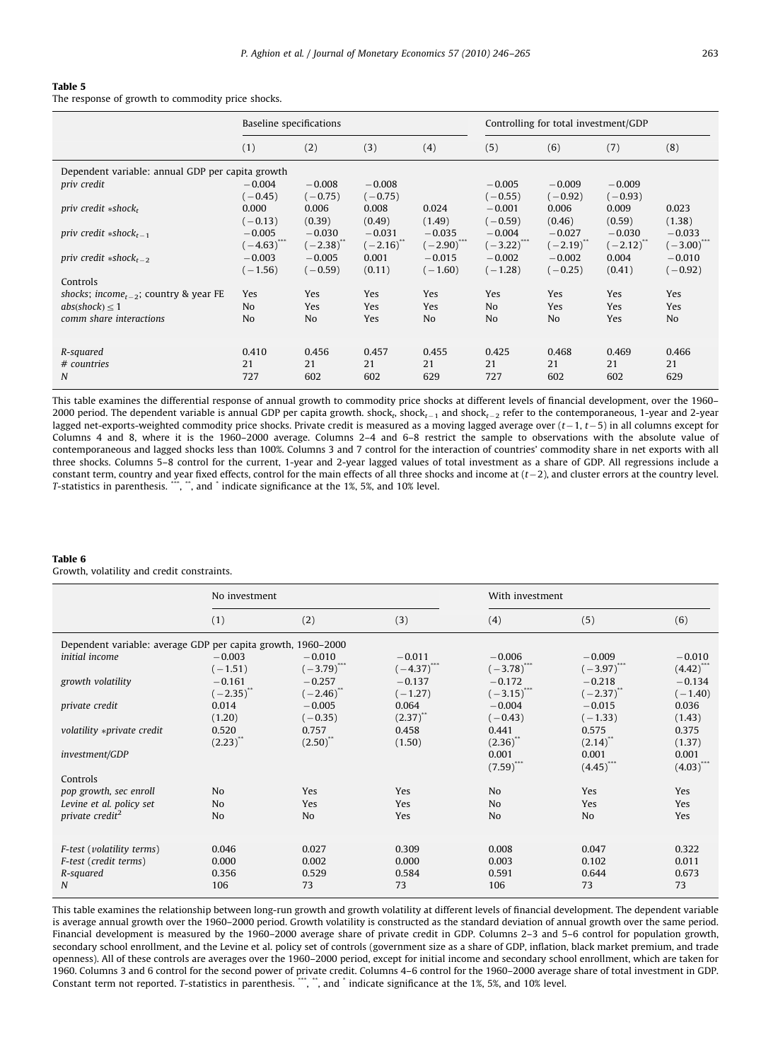**Table 5**
The response of growth to commodity price shocks.

| | Baseline specifications | | | | Controlling for total investment/GDP | | | |
|---|---|---|---|---|---|---|---|---|
| | (1) | (2) | (3) | (4) | (5) | (6) | (7) | (8) |
| Dependent variable: annual GDP per capita growth | | | | | | | | |
| *priv credit* | −0.004 | −0.008 | −0.008 | | −0.005 | −0.009 | −0.009 | |
| | (−0.45) | (−0.75) | (−0.75) | | (−0.55) | (−0.92) | (−0.93) | |
| *priv credit* $*shock_t$ | 0.000 | 0.006 | 0.008 | 0.024 | −0.001 | 0.006 | 0.009 | 0.023 |
| | (−0.13) | (0.39) | (0.49) | (1.49) | (−0.59) | (0.46) | (0.59) | (1.38) |
| *priv credit* $*shock_{t-1}$ | −0.005 | −0.030 | −0.031 | −0.035 | −0.004 | −0.027 | −0.030 | −0.033 |
| | (−4.63)*** | (−2.38)** | (−2.16)** | (−2.90)*** | (−3.22)*** | (−2.19)** | (−2.12)** | (−3.00)*** |
| *priv credit* $*shock_{t-2}$ | −0.003 | −0.005 | 0.001 | −0.015 | −0.002 | −0.002 | 0.004 | −0.010 |
| | (−1.56) | (−0.59) | (0.11) | (−1.60) | (−1.28) | (−0.25) | (0.41) | (−0.92) |
| Controls | | | | | | | | |
| *shocks*; $income_{t-2}$; *country & year FE* | Yes | Yes | Yes | Yes | Yes | Yes | Yes | Yes |
| $abs(shock) \leq 1$ | No | Yes | Yes | Yes | No | Yes | Yes | Yes |
| *comm share interactions* | No | No | Yes | No | No | No | Yes | No |
| *R-squared* | 0.410 | 0.456 | 0.457 | 0.455 | 0.425 | 0.468 | 0.469 | 0.466 |
| *# countries* | 21 | 21 | 21 | 21 | 21 | 21 | 21 | 21 |
| *N* | 727 | 602 | 602 | 629 | 727 | 602 | 602 | 629 |

This table examines the differential response of annual growth to commodity price shocks at different levels of financial development, over the 1960–2000 period. The dependent variable is annual GDP per capita growth. $shock_t$, $shock_{t-1}$ and $shock_{t-2}$ refer to the contemporaneous, 1-year and 2-year lagged net-exports-weighted commodity price shocks. Private credit is measured as a moving lagged average over $(t-1, t-5)$ in all columns except for Columns 4 and 8, where it is the 1960–2000 average. Columns 2–4 and 6–8 restrict the sample to observations with the absolute value of contemporaneous and lagged shocks less than 100%. Columns 3 and 7 control for the interaction of countries' commodity share in net exports with all three shocks. Columns 5–8 control for the current, 1-year and 2-year lagged values of total investment as a share of GDP. All regressions include a constant term, country and year fixed effects, control for the main effects of all three shocks and income at $(t-2)$, and cluster errors at the country level. *T*-statistics in parenthesis. ***, **, and * indicate significance at the 1%, 5%, and 10% level.

**Table 6**
Growth, volatility and credit constraints.

| | No investment | | | With investment | | |
|---|---|---|---|---|---|---|
| | (1) | (2) | (3) | (4) | (5) | (6) |
| Dependent variable: average GDP per capita growth, 1960–2000 | | | | | | |
| *initial income* | −0.003 | −0.010 | −0.011 | −0.006 | −0.009 | −0.010 |
| | (−1.51) | (−3.79)*** | (−4.37)*** | (−3.78)*** | (−3.97)*** | (4.42)*** |
| *growth volatility* | −0.161 | −0.257 | −0.137 | −0.172 | −0.218 | −0.134 |
| | (−2.35)** | (−2.46)** | (−1.27) | (−3.15)*** | (−2.37)** | (−1.40) |
| *private credit* | 0.014 | −0.005 | 0.064 | −0.004 | −0.015 | 0.036 |
| | (1.20) | (−0.35) | (2.37)** | (−0.43) | (−1.33) | (1.43) |
| *volatility \*private credit* | 0.520 | 0.757 | 0.458 | 0.441 | 0.575 | 0.375 |
| | (2.23)** | (2.50)** | (1.50) | (2.36)** | (2.14)** | (1.37) |
| *investment/GDP* | | | | 0.001 | 0.001 | 0.001 |
| | | | | (7.59)*** | (4.45)*** | (4.03)*** |
| Controls | | | | | | |
| *pop growth, sec enroll* | No | Yes | Yes | No | Yes | Yes |
| *Levine et al. policy set* | No | Yes | Yes | No | Yes | Yes |
| *private credit*$^2$ | No | No | Yes | No | No | Yes |
| *F-test* (*volatility terms*) | 0.046 | 0.027 | 0.309 | 0.008 | 0.047 | 0.322 |
| *F-test* (*credit terms*) | 0.000 | 0.002 | 0.000 | 0.003 | 0.102 | 0.011 |
| *R-squared* | 0.356 | 0.529 | 0.584 | 0.591 | 0.644 | 0.673 |
| *N* | 106 | 73 | 73 | 106 | 73 | 73 |

This table examines the relationship between long-run growth and growth volatility at different levels of financial development. The dependent variable is average annual growth over the 1960–2000 period. Growth volatility is constructed as the standard deviation of annual growth over the same period. Financial development is measured by the 1960–2000 average share of private credit in GDP. Columns 2–3 and 5–6 control for population growth, secondary school enrollment, and the Levine et al. policy set of controls (government size as a share of GDP, inflation, black market premium, and trade openness). All of these controls are averages over the 1960–2000 period, except for initial income and secondary school enrollment, which are taken for 1960. Columns 3 and 6 control for the second power of private credit. Columns 4–6 control for the 1960–2000 average share of total investment in GDP. Constant term not reported. *T*-statistics in parenthesis. ***, **, and * indicate significance at the 1%, 5%, and 10% level.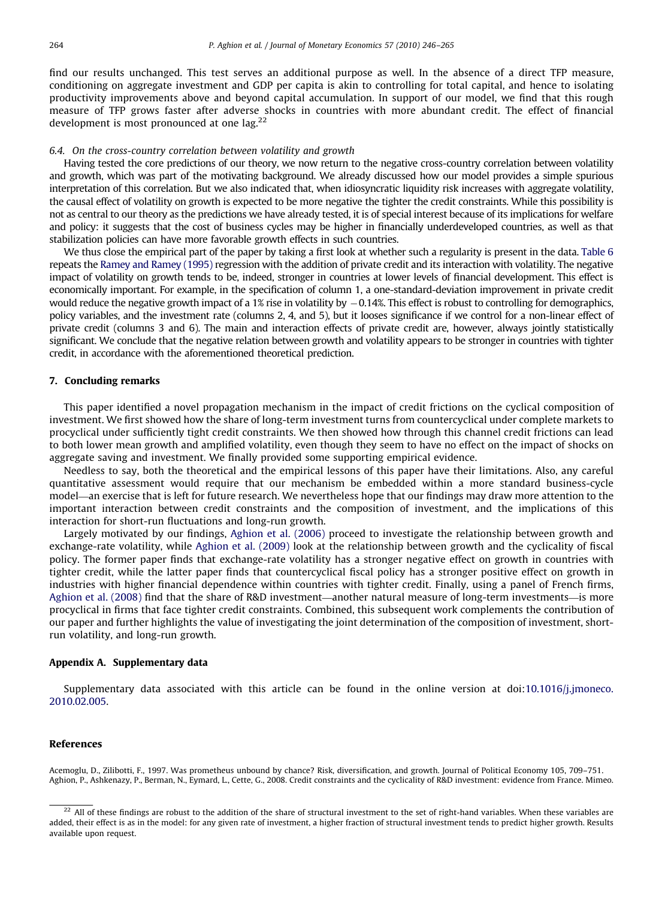find our results unchanged. This test serves an additional purpose as well. In the absence of a direct TFP measure, conditioning on aggregate investment and GDP per capita is akin to controlling for total capital, and hence to isolating productivity improvements above and beyond capital accumulation. In support of our model, we find that this rough measure of TFP grows faster after adverse shocks in countries with more abundant credit. The effect of financial development is most pronounced at one lag.[22]

### 6.4. On the cross-country correlation between volatility and growth

Having tested the core predictions of our theory, we now return to the negative cross-country correlation between volatility and growth, which was part of the motivating background. We already discussed how our model provides a simple spurious interpretation of this correlation. But we also indicated that, when idiosyncratic liquidity risk increases with aggregate volatility, the causal effect of volatility on growth is expected to be more negative the tighter the credit constraints. While this possibility is not as central to our theory as the predictions we have already tested, it is of special interest because of its implications for welfare and policy: it suggests that the cost of business cycles may be higher in financially underdeveloped countries, as well as that stabilization policies can have more favorable growth effects in such countries.

We thus close the empirical part of the paper by taking a first look at whether such a regularity is present in the data. Table 6 repeats the Ramey and Ramey (1995) regression with the addition of private credit and its interaction with volatility. The negative impact of volatility on growth tends to be, indeed, stronger in countries at lower levels of financial development. This effect is economically important. For example, in the specification of column 1, a one-standard-deviation improvement in private credit would reduce the negative growth impact of a 1% rise in volatility by $-0.14\%$. This effect is robust to controlling for demographics, policy variables, and the investment rate (columns 2, 4, and 5), but it looses significance if we control for a non-linear effect of private credit (columns 3 and 6). The main and interaction effects of private credit are, however, always jointly statistically significant. We conclude that the negative relation between growth and volatility appears to be stronger in countries with tighter credit, in accordance with the aforementioned theoretical prediction.

## 7. Concluding remarks

This paper identified a novel propagation mechanism in the impact of credit frictions on the cyclical composition of investment. We first showed how the share of long-term investment turns from countercyclical under complete markets to procyclical under sufficiently tight credit constraints. We then showed how through this channel credit frictions can lead to both lower mean growth and amplified volatility, even though they seem to have no effect on the impact of shocks on aggregate saving and investment. We finally provided some supporting empirical evidence.

Needless to say, both the theoretical and the empirical lessons of this paper have their limitations. Also, any careful quantitative assessment would require that our mechanism be embedded within a more standard business-cycle model—an exercise that is left for future research. We nevertheless hope that our findings may draw more attention to the important interaction between credit constraints and the composition of investment, and the implications of this interaction for short-run fluctuations and long-run growth.

Largely motivated by our findings, Aghion et al. (2006) proceed to investigate the relationship between growth and exchange-rate volatility, while Aghion et al. (2009) look at the relationship between growth and the cyclicality of fiscal policy. The former paper finds that exchange-rate volatility has a stronger negative effect on growth in countries with tighter credit, while the latter paper finds that countercyclical fiscal policy has a stronger positive effect on growth in industries with higher financial dependence within countries with tighter credit. Finally, using a panel of French firms, Aghion et al. (2008) find that the share of R&D investment—another natural measure of long-term investments—is more procyclical in firms that face tighter credit constraints. Combined, this subsequent work complements the contribution of our paper and further highlights the value of investigating the joint determination of the composition of investment, short-run volatility, and long-run growth.

## Appendix A. Supplementary data

Supplementary data associated with this article can be found in the online version at doi:10.1016/j.jmoneco.2010.02.005.

## References

Acemoglu, D., Zilibotti, F., 1997. Was prometheus unbound by chance? Risk, diversification, and growth. Journal of Political Economy 105, 709–751.

Aghion, P., Ashkenazy, P., Berman, N., Eymard, L., Cette, G., 2008. Credit constraints and the cyclicality of R&D investment: evidence from France. Mimeo.

[22] All of these findings are robust to the addition of the share of structural investment to the set of right-hand variables. When these variables are added, their effect is as in the model: for any given rate of investment, a higher fraction of structural investment tends to predict higher growth. Results available upon request.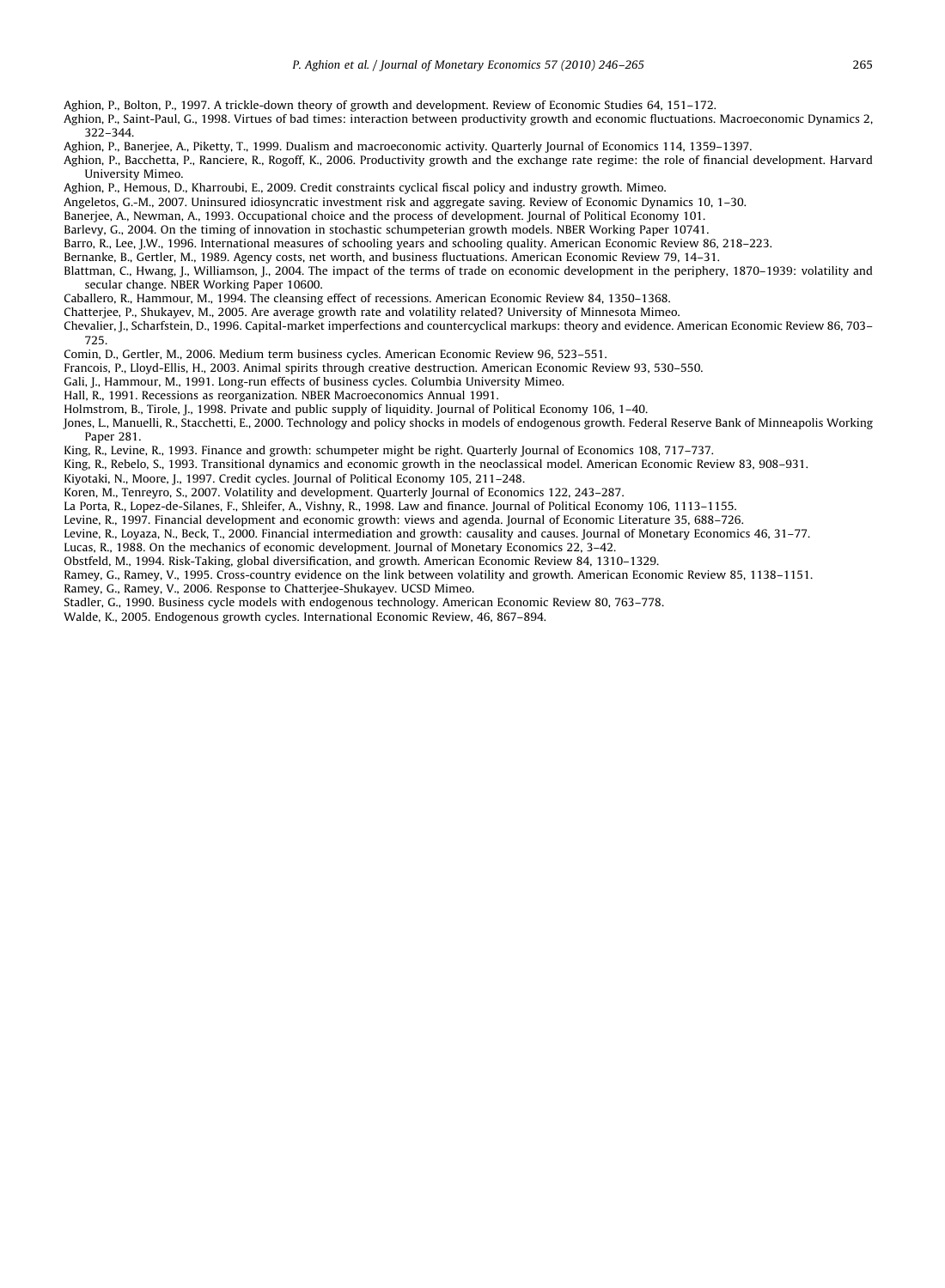Aghion, P., Bolton, P., 1997. A trickle-down theory of growth and development. Review of Economic Studies 64, 151–172.

Aghion, P., Saint-Paul, G., 1998. Virtues of bad times: interaction between productivity growth and economic fluctuations. Macroeconomic Dynamics 2, 322–344.

Aghion, P., Banerjee, A., Piketty, T., 1999. Dualism and macroeconomic activity. Quarterly Journal of Economics 114, 1359–1397.

Aghion, P., Bacchetta, P., Ranciere, R., Rogoff, K., 2006. Productivity growth and the exchange rate regime: the role of financial development. Harvard University Mimeo.

Aghion, P., Hemous, D., Kharroubi, E., 2009. Credit constraints cyclical fiscal policy and industry growth. Mimeo.

Angeletos, G.-M., 2007. Uninsured idiosyncratic investment risk and aggregate saving. Review of Economic Dynamics 10, 1–30.

Banerjee, A., Newman, A., 1993. Occupational choice and the process of development. Journal of Political Economy 101.

Barlevy, G., 2004. On the timing of innovation in stochastic schumpeterian growth models. NBER Working Paper 10741.

Barro, R., Lee, J.W., 1996. International measures of schooling years and schooling quality. American Economic Review 86, 218–223.

Bernanke, B., Gertler, M., 1989. Agency costs, net worth, and business fluctuations. American Economic Review 79, 14–31.

Blattman, C., Hwang, J., Williamson, J., 2004. The impact of the terms of trade on economic development in the periphery, 1870–1939: volatility and secular change. NBER Working Paper 10600.

Caballero, R., Hammour, M., 1994. The cleansing effect of recessions. American Economic Review 84, 1350–1368.

Chatterjee, P., Shukayev, M., 2005. Are average growth rate and volatility related? University of Minnesota Mimeo.

Chevalier, J., Scharfstein, D., 1996. Capital-market imperfections and countercyclical markups: theory and evidence. American Economic Review 86, 703–725.

Comin, D., Gertler, M., 2006. Medium term business cycles. American Economic Review 96, 523–551.

Francois, P., Lloyd-Ellis, H., 2003. Animal spirits through creative destruction. American Economic Review 93, 530–550.

Gali, J., Hammour, M., 1991. Long-run effects of business cycles. Columbia University Mimeo.

Hall, R., 1991. Recessions as reorganization. NBER Macroeconomics Annual 1991.

Holmstrom, B., Tirole, J., 1998. Private and public supply of liquidity. Journal of Political Economy 106, 1–40.

Jones, L., Manuelli, R., Stacchetti, E., 2000. Technology and policy shocks in models of endogenous growth. Federal Reserve Bank of Minneapolis Working Paper 281.

King, R., Levine, R., 1993. Finance and growth: schumpeter might be right. Quarterly Journal of Economics 108, 717–737.

King, R., Rebelo, S., 1993. Transitional dynamics and economic growth in the neoclassical model. American Economic Review 83, 908–931.

Kiyotaki, N., Moore, J., 1997. Credit cycles. Journal of Political Economy 105, 211–248.

Koren, M., Tenreyro, S., 2007. Volatility and development. Quarterly Journal of Economics 122, 243–287.

La Porta, R., Lopez-de-Silanes, F., Shleifer, A., Vishny, R., 1998. Law and finance. Journal of Political Economy 106, 1113–1155.

Levine, R., 1997. Financial development and economic growth: views and agenda. Journal of Economic Literature 35, 688–726.

Levine, R., Loyaza, N., Beck, T., 2000. Financial intermediation and growth: causality and causes. Journal of Monetary Economics 46, 31–77.

Lucas, R., 1988. On the mechanics of economic development. Journal of Monetary Economics 22, 3–42.

Obstfeld, M., 1994. Risk-Taking, global diversification, and growth. American Economic Review 84, 1310–1329.

Ramey, G., Ramey, V., 1995. Cross-country evidence on the link between volatility and growth. American Economic Review 85, 1138–1151.

Ramey, G., Ramey, V., 2006. Response to Chatterjee-Shukayev. UCSD Mimeo.

Stadler, G., 1990. Business cycle models with endogenous technology. American Economic Review 80, 763–778.

Walde, K., 2005. Endogenous growth cycles. International Economic Review, 46, 867–894.